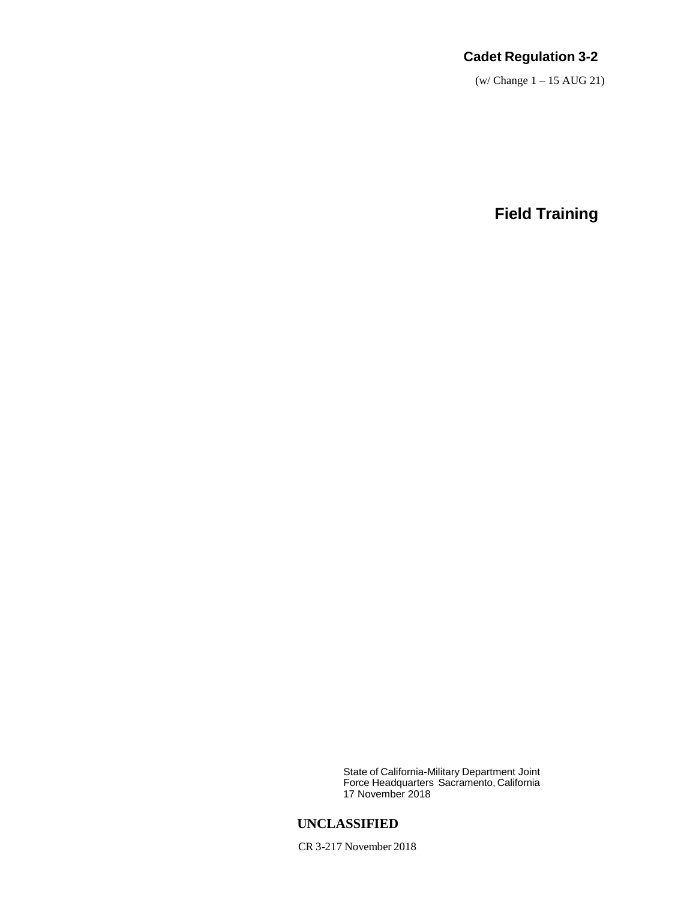# Cadet Regulation 3-2

(w/ Change 1 – 15 AUG 21)

# Field Training

State of California-Military Department Joint Force Headquarters Sacramento, California
17 November 2018

**UNCLASSIFIED**

CR 3-217 November 2018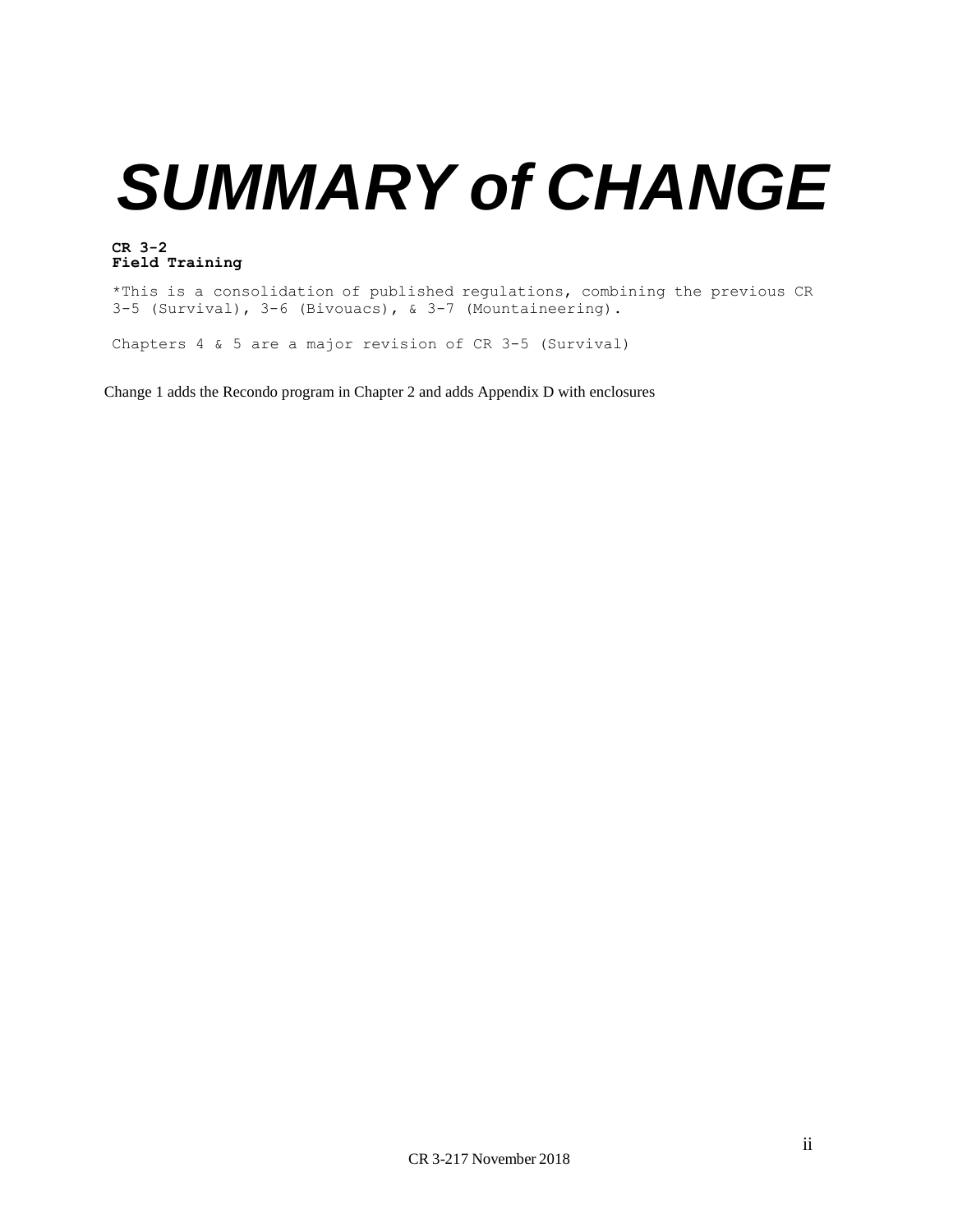# SUMMARY of CHANGE

**CR 3-2**
**Field Training**

*This is a consolidation of published regulations, combining the previous CR 3-5 (Survival), 3-6 (Bivouacs), & 3-7 (Mountaineering).

Chapters 4 & 5 are a major revision of CR 3-5 (Survival)

Change 1 adds the Recondo program in Chapter 2 and adds Appendix D with enclosures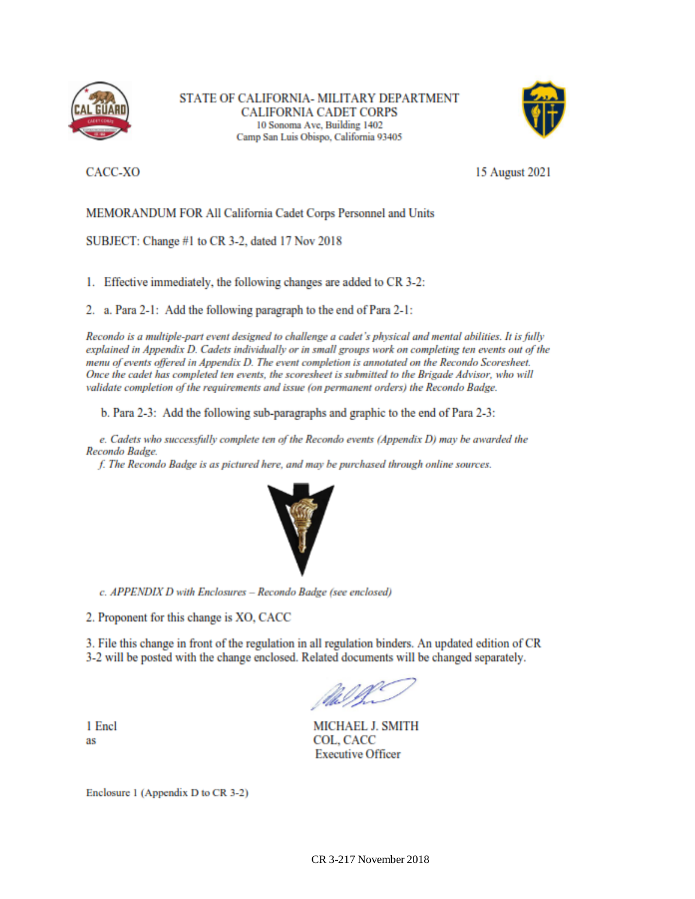STATE OF CALIFORNIA- MILITARY DEPARTMENT
CALIFORNIA CADET CORPS
10 Sonoma Ave, Building 1402
Camp San Luis Obispo, California 93405

CACC-XO 15 August 2021

MEMORANDUM FOR All California Cadet Corps Personnel and Units

SUBJECT: Change #1 to CR 3-2, dated 17 Nov 2018

1. Effective immediately, the following changes are added to CR 3-2:

2. a. Para 2-1: Add the following paragraph to the end of Para 2-1:

*Recondo is a multiple-part event designed to challenge a cadet's physical and mental abilities. It is fully explained in Appendix D. Cadets individually or in small groups work on completing ten events out of the menu of events offered in Appendix D. The event completion is annotated on the Recondo Scoresheet. Once the cadet has completed ten events, the scoresheet is submitted to the Brigade Advisor, who will validate completion of the requirements and issue (on permanent orders) the Recondo Badge.*

b. Para 2-3: Add the following sub-paragraphs and graphic to the end of Para 2-3:

*e. Cadets who successfully complete ten of the Recondo events (Appendix D) may be awarded the Recondo Badge.*

*f. The Recondo Badge is as pictured here, and may be purchased through online sources.*

*c. APPENDIX D with Enclosures – Recondo Badge (see enclosed)*

2. Proponent for this change is XO, CACC

3. File this change in front of the regulation in all regulation binders. An updated edition of CR 3-2 will be posted with the change enclosed. Related documents will be changed separately.

1 Encl
as

MICHAEL J. SMITH
COL, CACC
Executive Officer

Enclosure 1 (Appendix D to CR 3-2)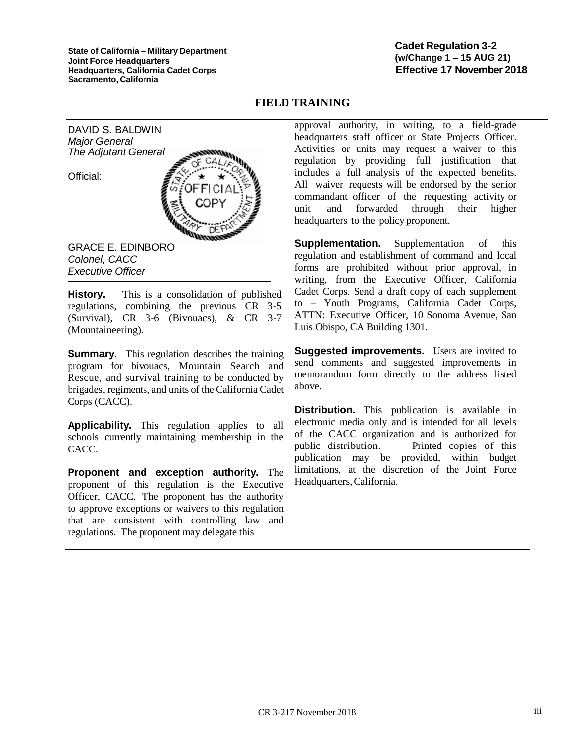State of California – Military Department
Joint Force Headquarters
Headquarters, California Cadet Corps
Sacramento, California

**Cadet Regulation 3-2**
**(w/Change 1 – 15 AUG 21)**
**Effective 17 November 2018**

# FIELD TRAINING

DAVID S. BALDWIN
*Major General*
*The Adjutant General*

Official:

GRACE E. EDINBORO
*Colonel, CACC*
*Executive Officer*

**History.** This is a consolidation of published regulations, combining the previous CR 3-5 (Survival), CR 3-6 (Bivouacs), & CR 3-7 (Mountaineering).

**Summary.** This regulation describes the training program for bivouacs, Mountain Search and Rescue, and survival training to be conducted by brigades, regiments, and units of the California Cadet Corps (CACC).

**Applicability.** This regulation applies to all schools currently maintaining membership in the CACC.

**Proponent and exception authority.** The proponent of this regulation is the Executive Officer, CACC. The proponent has the authority to approve exceptions or waivers to this regulation that are consistent with controlling law and regulations. The proponent may delegate this approval authority, in writing, to a field-grade headquarters staff officer or State Projects Officer. Activities or units may request a waiver to this regulation by providing full justification that includes a full analysis of the expected benefits. All waiver requests will be endorsed by the senior commandant officer of the requesting activity or unit and forwarded through their higher headquarters to the policy proponent.

**Supplementation.** Supplementation of this regulation and establishment of command and local forms are prohibited without prior approval, in writing, from the Executive Officer, California Cadet Corps. Send a draft copy of each supplement to – Youth Programs, California Cadet Corps, ATTN: Executive Officer, 10 Sonoma Avenue, San Luis Obispo, CA Building 1301.

**Suggested improvements.** Users are invited to send comments and suggested improvements in memorandum form directly to the address listed above.

**Distribution.** This publication is available in electronic media only and is intended for all levels of the CACC organization and is authorized for public distribution. Printed copies of this publication may be provided, within budget limitations, at the discretion of the Joint Force Headquarters, California.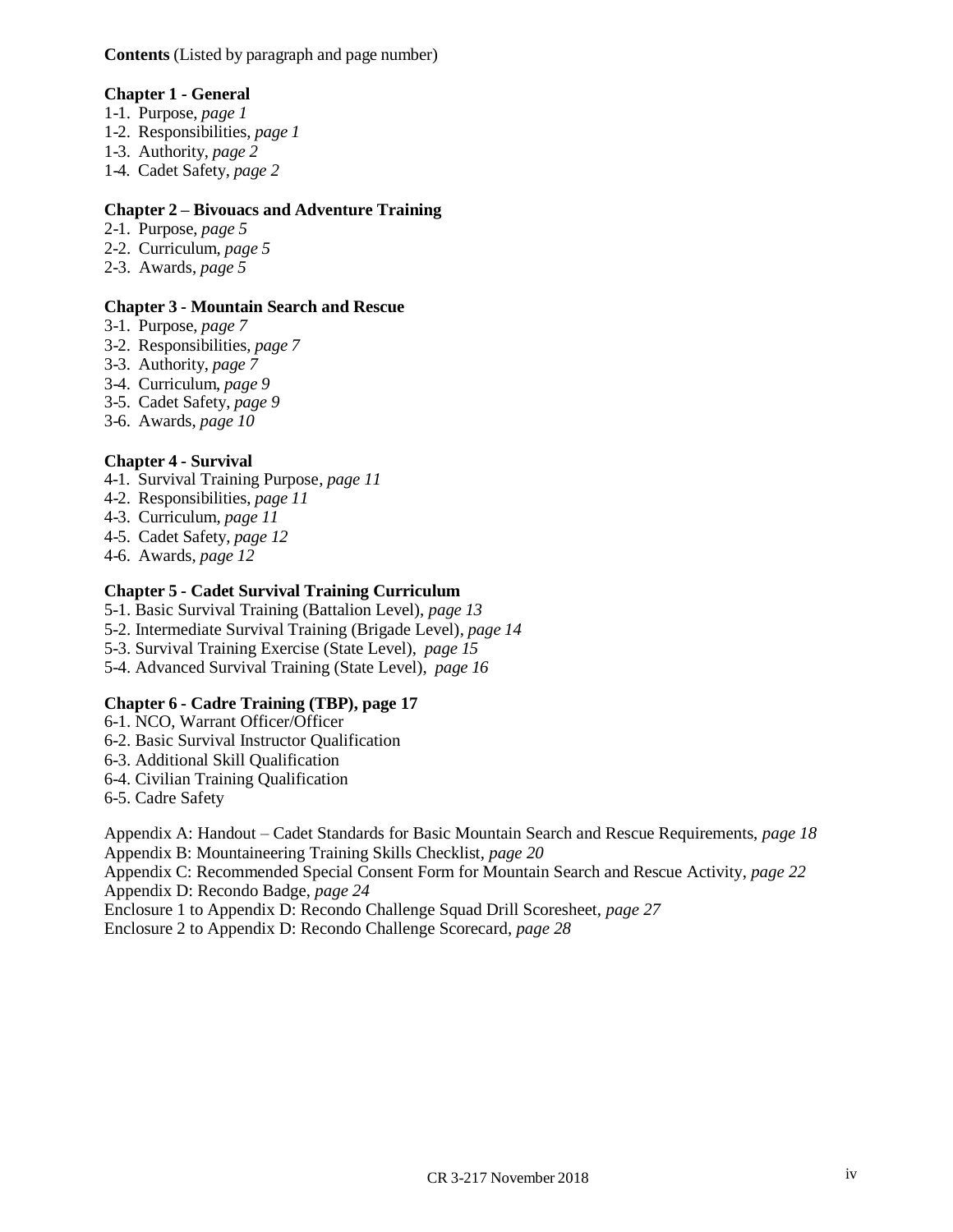**Contents** (Listed by paragraph and page number)

**Chapter 1 - General**

1-1. Purpose, *page 1*
1-2. Responsibilities, *page 1*
1-3. Authority, *page 2*
1-4. Cadet Safety, *page 2*

**Chapter 2 – Bivouacs and Adventure Training**

2-1. Purpose, *page 5*
2-2. Curriculum, *page 5*
2-3. Awards, *page 5*

**Chapter 3 - Mountain Search and Rescue**

3-1. Purpose, *page 7*
3-2. Responsibilities, *page 7*
3-3. Authority, *page 7*
3-4. Curriculum, *page 9*
3-5. Cadet Safety, *page 9*
3-6. Awards, *page 10*

**Chapter 4 - Survival**

4-1. Survival Training Purpose, *page 11*
4-2. Responsibilities, *page 11*
4-3. Curriculum, *page 11*
4-5. Cadet Safety, *page 12*
4-6. Awards, *page 12*

**Chapter 5 - Cadet Survival Training Curriculum**

5-1. Basic Survival Training (Battalion Level), *page 13*
5-2. Intermediate Survival Training (Brigade Level), *page 14*
5-3. Survival Training Exercise (State Level), *page 15*
5-4. Advanced Survival Training (State Level), *page 16*

**Chapter 6 - Cadre Training (TBP), page 17**

6-1. NCO, Warrant Officer/Officer
6-2. Basic Survival Instructor Qualification
6-3. Additional Skill Qualification
6-4. Civilian Training Qualification
6-5. Cadre Safety

Appendix A: Handout – Cadet Standards for Basic Mountain Search and Rescue Requirements, *page 18*
Appendix B: Mountaineering Training Skills Checklist, *page 20*
Appendix C: Recommended Special Consent Form for Mountain Search and Rescue Activity, *page 22*
Appendix D: Recondo Badge, *page 24*
Enclosure 1 to Appendix D: Recondo Challenge Squad Drill Scoresheet, *page 27*
Enclosure 2 to Appendix D: Recondo Challenge Scorecard, *page 28*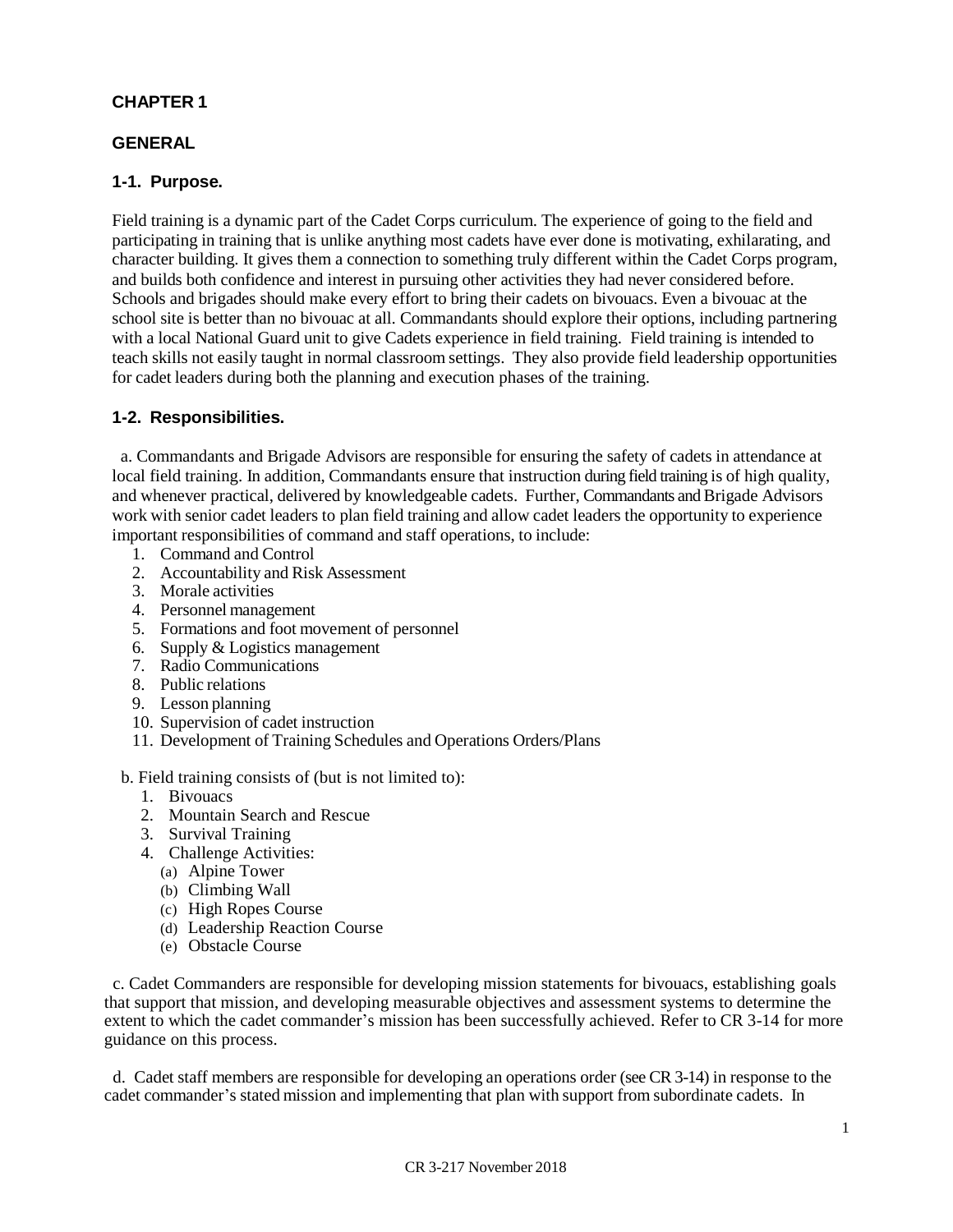# CHAPTER 1

## GENERAL

### 1-1. Purpose.

Field training is a dynamic part of the Cadet Corps curriculum. The experience of going to the field and participating in training that is unlike anything most cadets have ever done is motivating, exhilarating, and character building. It gives them a connection to something truly different within the Cadet Corps program, and builds both confidence and interest in pursuing other activities they had never considered before. Schools and brigades should make every effort to bring their cadets on bivouacs. Even a bivouac at the school site is better than no bivouac at all. Commandants should explore their options, including partnering with a local National Guard unit to give Cadets experience in field training. Field training is intended to teach skills not easily taught in normal classroom settings. They also provide field leadership opportunities for cadet leaders during both the planning and execution phases of the training.

### 1-2. Responsibilities.

a. Commandants and Brigade Advisors are responsible for ensuring the safety of cadets in attendance at local field training. In addition, Commandants ensure that instruction during field training is of high quality, and whenever practical, delivered by knowledgeable cadets. Further, Commandants and Brigade Advisors work with senior cadet leaders to plan field training and allow cadet leaders the opportunity to experience important responsibilities of command and staff operations, to include:

1. Command and Control
2. Accountability and Risk Assessment
3. Morale activities
4. Personnel management
5. Formations and foot movement of personnel
6. Supply & Logistics management
7. Radio Communications
8. Public relations
9. Lesson planning
10. Supervision of cadet instruction
11. Development of Training Schedules and Operations Orders/Plans

b. Field training consists of (but is not limited to):

1. Bivouacs
2. Mountain Search and Rescue
3. Survival Training
4. Challenge Activities:
   - (a) Alpine Tower
   - (b) Climbing Wall
   - (c) High Ropes Course
   - (d) Leadership Reaction Course
   - (e) Obstacle Course

c. Cadet Commanders are responsible for developing mission statements for bivouacs, establishing goals that support that mission, and developing measurable objectives and assessment systems to determine the extent to which the cadet commander's mission has been successfully achieved. Refer to CR 3-14 for more guidance on this process.

d. Cadet staff members are responsible for developing an operations order (see CR 3-14) in response to the cadet commander's stated mission and implementing that plan with support from subordinate cadets. In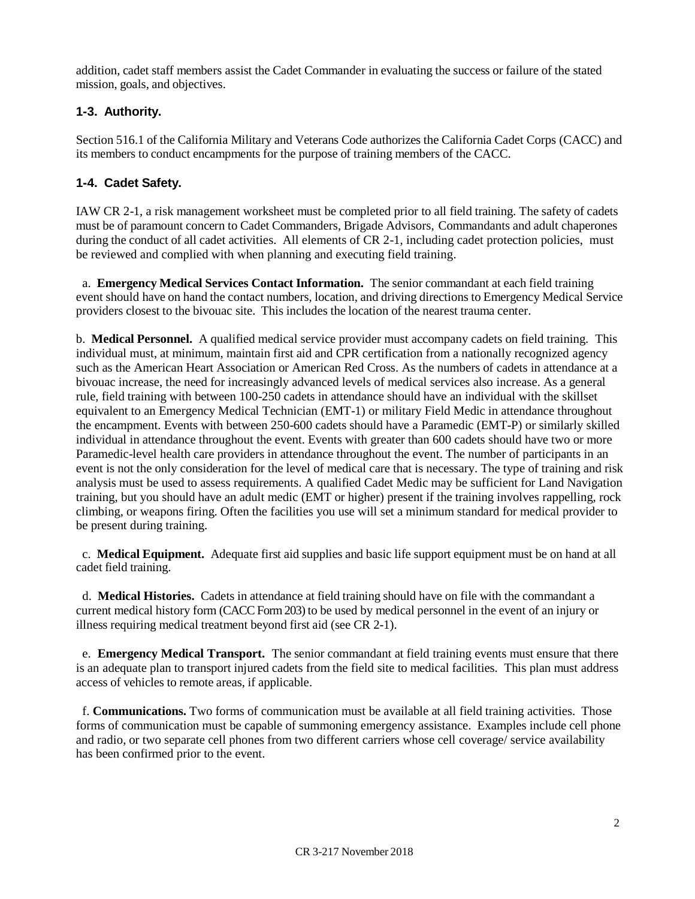addition, cadet staff members assist the Cadet Commander in evaluating the success or failure of the stated mission, goals, and objectives.

### 1-3. Authority.

Section 516.1 of the California Military and Veterans Code authorizes the California Cadet Corps (CACC) and its members to conduct encampments for the purpose of training members of the CACC.

### 1-4. Cadet Safety.

IAW CR 2-1, a risk management worksheet must be completed prior to all field training. The safety of cadets must be of paramount concern to Cadet Commanders, Brigade Advisors, Commandants and adult chaperones during the conduct of all cadet activities. All elements of CR 2-1, including cadet protection policies, must be reviewed and complied with when planning and executing field training.

a. **Emergency Medical Services Contact Information.** The senior commandant at each field training event should have on hand the contact numbers, location, and driving directions to Emergency Medical Service providers closest to the bivouac site. This includes the location of the nearest trauma center.

b. **Medical Personnel.** A qualified medical service provider must accompany cadets on field training. This individual must, at minimum, maintain first aid and CPR certification from a nationally recognized agency such as the American Heart Association or American Red Cross. As the numbers of cadets in attendance at a bivouac increase, the need for increasingly advanced levels of medical services also increase. As a general rule, field training with between 100-250 cadets in attendance should have an individual with the skillset equivalent to an Emergency Medical Technician (EMT-1) or military Field Medic in attendance throughout the encampment. Events with between 250-600 cadets should have a Paramedic (EMT-P) or similarly skilled individual in attendance throughout the event. Events with greater than 600 cadets should have two or more Paramedic-level health care providers in attendance throughout the event. The number of participants in an event is not the only consideration for the level of medical care that is necessary. The type of training and risk analysis must be used to assess requirements. A qualified Cadet Medic may be sufficient for Land Navigation training, but you should have an adult medic (EMT or higher) present if the training involves rappelling, rock climbing, or weapons firing. Often the facilities you use will set a minimum standard for medical provider to be present during training.

c. **Medical Equipment.** Adequate first aid supplies and basic life support equipment must be on hand at all cadet field training.

d. **Medical Histories.** Cadets in attendance at field training should have on file with the commandant a current medical history form (CACC Form 203) to be used by medical personnel in the event of an injury or illness requiring medical treatment beyond first aid (see CR 2-1).

e. **Emergency Medical Transport.** The senior commandant at field training events must ensure that there is an adequate plan to transport injured cadets from the field site to medical facilities. This plan must address access of vehicles to remote areas, if applicable.

f. **Communications.** Two forms of communication must be available at all field training activities. Those forms of communication must be capable of summoning emergency assistance. Examples include cell phone and radio, or two separate cell phones from two different carriers whose cell coverage/ service availability has been confirmed prior to the event.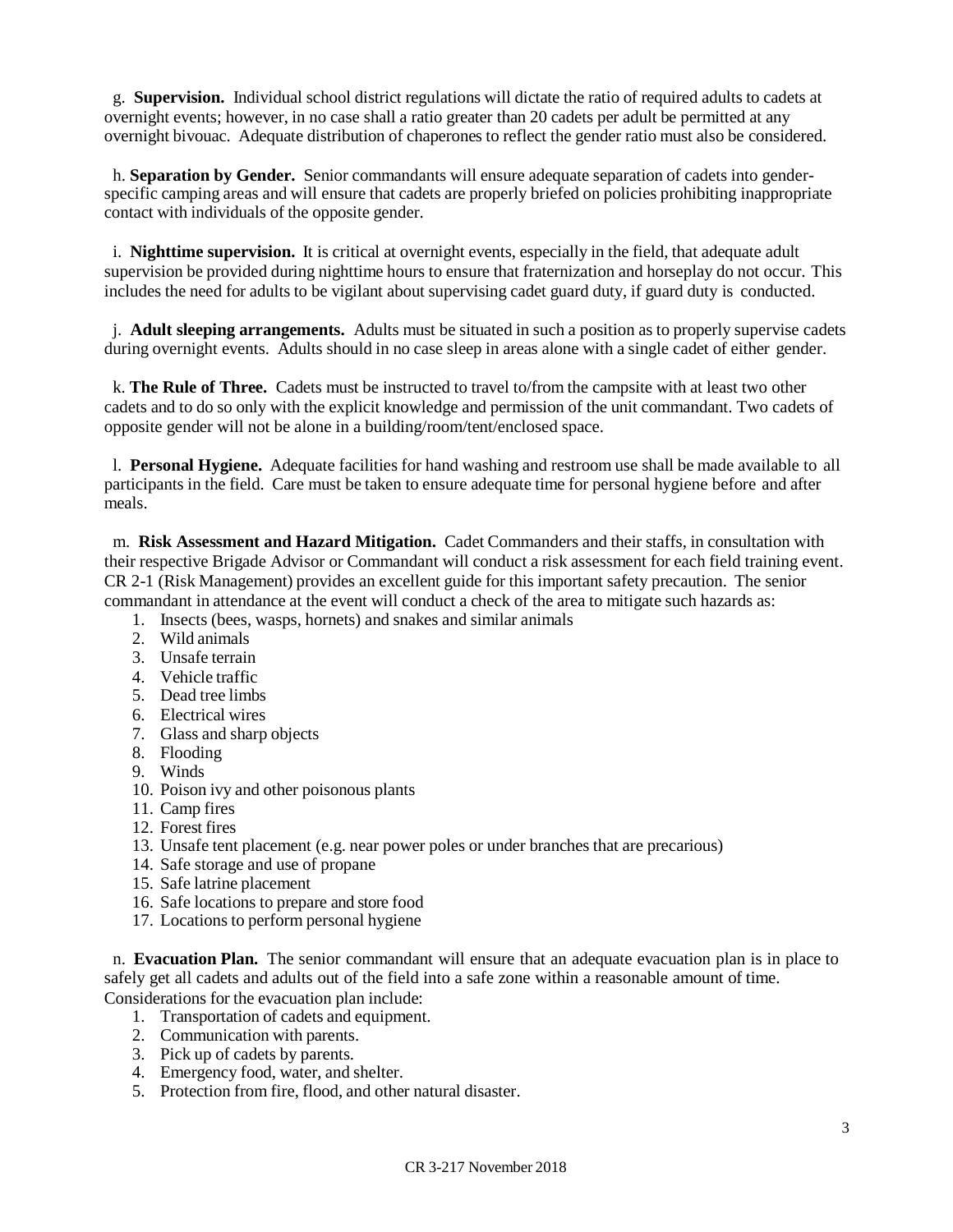g. **Supervision.** Individual school district regulations will dictate the ratio of required adults to cadets at overnight events; however, in no case shall a ratio greater than 20 cadets per adult be permitted at any overnight bivouac. Adequate distribution of chaperones to reflect the gender ratio must also be considered.

h. **Separation by Gender.** Senior commandants will ensure adequate separation of cadets into gender-specific camping areas and will ensure that cadets are properly briefed on policies prohibiting inappropriate contact with individuals of the opposite gender.

i. **Nighttime supervision.** It is critical at overnight events, especially in the field, that adequate adult supervision be provided during nighttime hours to ensure that fraternization and horseplay do not occur. This includes the need for adults to be vigilant about supervising cadet guard duty, if guard duty is conducted.

j. **Adult sleeping arrangements.** Adults must be situated in such a position as to properly supervise cadets during overnight events. Adults should in no case sleep in areas alone with a single cadet of either gender.

k. **The Rule of Three.** Cadets must be instructed to travel to/from the campsite with at least two other cadets and to do so only with the explicit knowledge and permission of the unit commandant. Two cadets of opposite gender will not be alone in a building/room/tent/enclosed space.

l. **Personal Hygiene.** Adequate facilities for hand washing and restroom use shall be made available to all participants in the field. Care must be taken to ensure adequate time for personal hygiene before and after meals.

m. **Risk Assessment and Hazard Mitigation.** Cadet Commanders and their staffs, in consultation with their respective Brigade Advisor or Commandant will conduct a risk assessment for each field training event. CR 2-1 (Risk Management) provides an excellent guide for this important safety precaution. The senior commandant in attendance at the event will conduct a check of the area to mitigate such hazards as:

1. Insects (bees, wasps, hornets) and snakes and similar animals
2. Wild animals
3. Unsafe terrain
4. Vehicle traffic
5. Dead tree limbs
6. Electrical wires
7. Glass and sharp objects
8. Flooding
9. Winds
10. Poison ivy and other poisonous plants
11. Camp fires
12. Forest fires
13. Unsafe tent placement (e.g. near power poles or under branches that are precarious)
14. Safe storage and use of propane
15. Safe latrine placement
16. Safe locations to prepare and store food
17. Locations to perform personal hygiene

n. **Evacuation Plan.** The senior commandant will ensure that an adequate evacuation plan is in place to safely get all cadets and adults out of the field into a safe zone within a reasonable amount of time. Considerations for the evacuation plan include:

1. Transportation of cadets and equipment.
2. Communication with parents.
3. Pick up of cadets by parents.
4. Emergency food, water, and shelter.
5. Protection from fire, flood, and other natural disaster.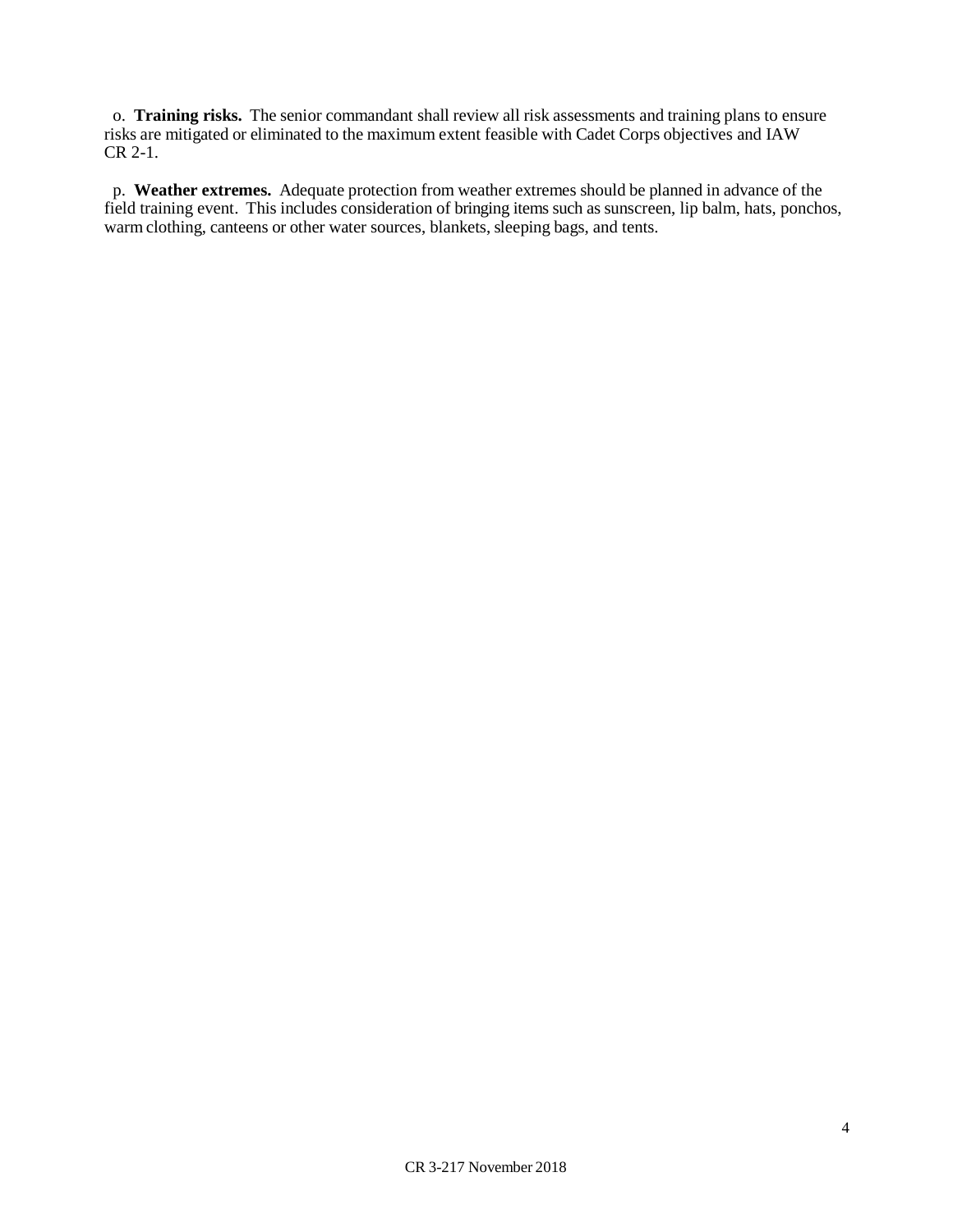o. **Training risks.** The senior commandant shall review all risk assessments and training plans to ensure risks are mitigated or eliminated to the maximum extent feasible with Cadet Corps objectives and IAW CR 2-1.

p. **Weather extremes.** Adequate protection from weather extremes should be planned in advance of the field training event. This includes consideration of bringing items such as sunscreen, lip balm, hats, ponchos, warm clothing, canteens or other water sources, blankets, sleeping bags, and tents.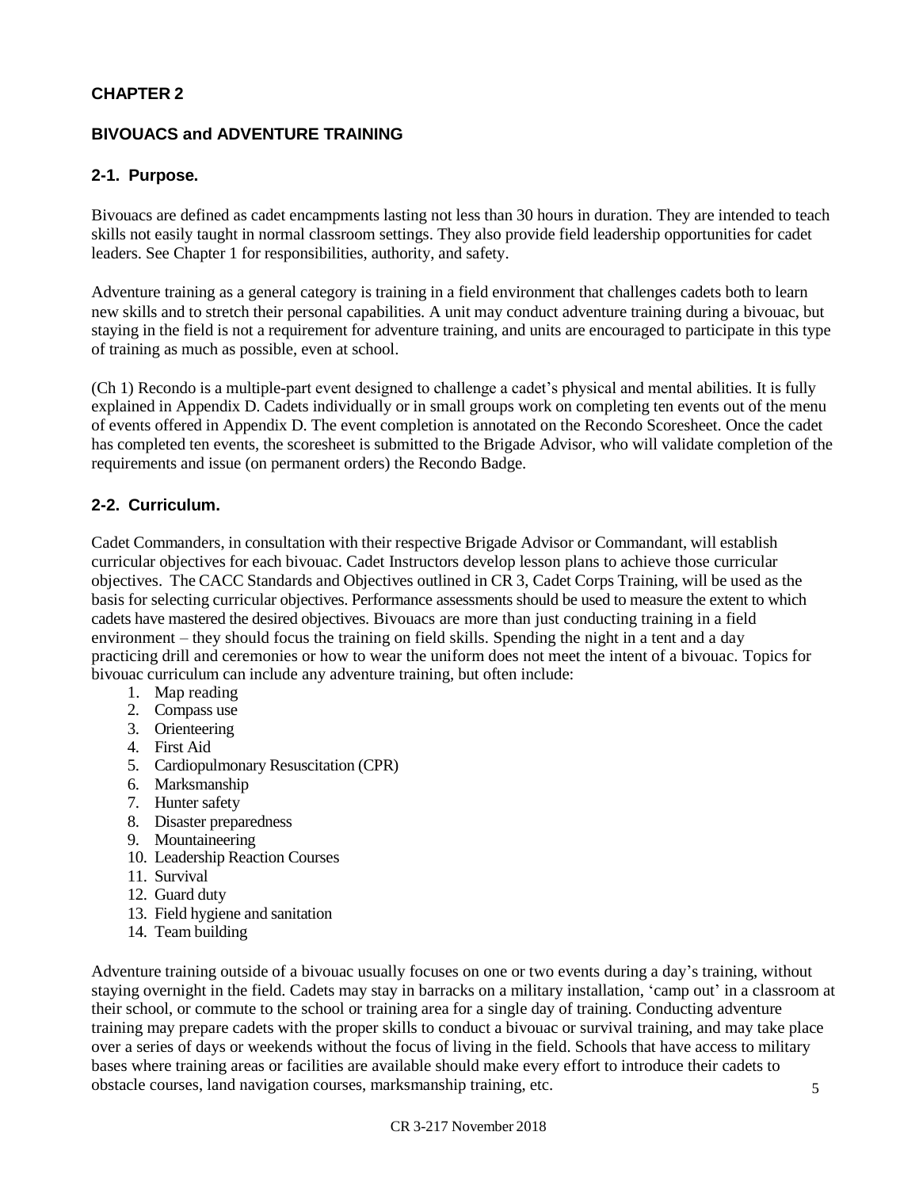## CHAPTER 2

## BIVOUACS and ADVENTURE TRAINING

### 2-1. Purpose.

Bivouacs are defined as cadet encampments lasting not less than 30 hours in duration. They are intended to teach skills not easily taught in normal classroom settings. They also provide field leadership opportunities for cadet leaders. See Chapter 1 for responsibilities, authority, and safety.

Adventure training as a general category is training in a field environment that challenges cadets both to learn new skills and to stretch their personal capabilities. A unit may conduct adventure training during a bivouac, but staying in the field is not a requirement for adventure training, and units are encouraged to participate in this type of training as much as possible, even at school.

(Ch 1) Recondo is a multiple-part event designed to challenge a cadet's physical and mental abilities. It is fully explained in Appendix D. Cadets individually or in small groups work on completing ten events out of the menu of events offered in Appendix D. The event completion is annotated on the Recondo Scoresheet. Once the cadet has completed ten events, the scoresheet is submitted to the Brigade Advisor, who will validate completion of the requirements and issue (on permanent orders) the Recondo Badge.

### 2-2. Curriculum.

Cadet Commanders, in consultation with their respective Brigade Advisor or Commandant, will establish curricular objectives for each bivouac. Cadet Instructors develop lesson plans to achieve those curricular objectives. The CACC Standards and Objectives outlined in CR 3, Cadet Corps Training, will be used as the basis for selecting curricular objectives. Performance assessments should be used to measure the extent to which cadets have mastered the desired objectives. Bivouacs are more than just conducting training in a field environment – they should focus the training on field skills. Spending the night in a tent and a day practicing drill and ceremonies or how to wear the uniform does not meet the intent of a bivouac. Topics for bivouac curriculum can include any adventure training, but often include:

1. Map reading
2. Compass use
3. Orienteering
4. First Aid
5. Cardiopulmonary Resuscitation (CPR)
6. Marksmanship
7. Hunter safety
8. Disaster preparedness
9. Mountaineering
10. Leadership Reaction Courses
11. Survival
12. Guard duty
13. Field hygiene and sanitation
14. Team building

Adventure training outside of a bivouac usually focuses on one or two events during a day's training, without staying overnight in the field. Cadets may stay in barracks on a military installation, 'camp out' in a classroom at their school, or commute to the school or training area for a single day of training. Conducting adventure training may prepare cadets with the proper skills to conduct a bivouac or survival training, and may take place over a series of days or weekends without the focus of living in the field. Schools that have access to military bases where training areas or facilities are available should make every effort to introduce their cadets to obstacle courses, land navigation courses, marksmanship training, etc.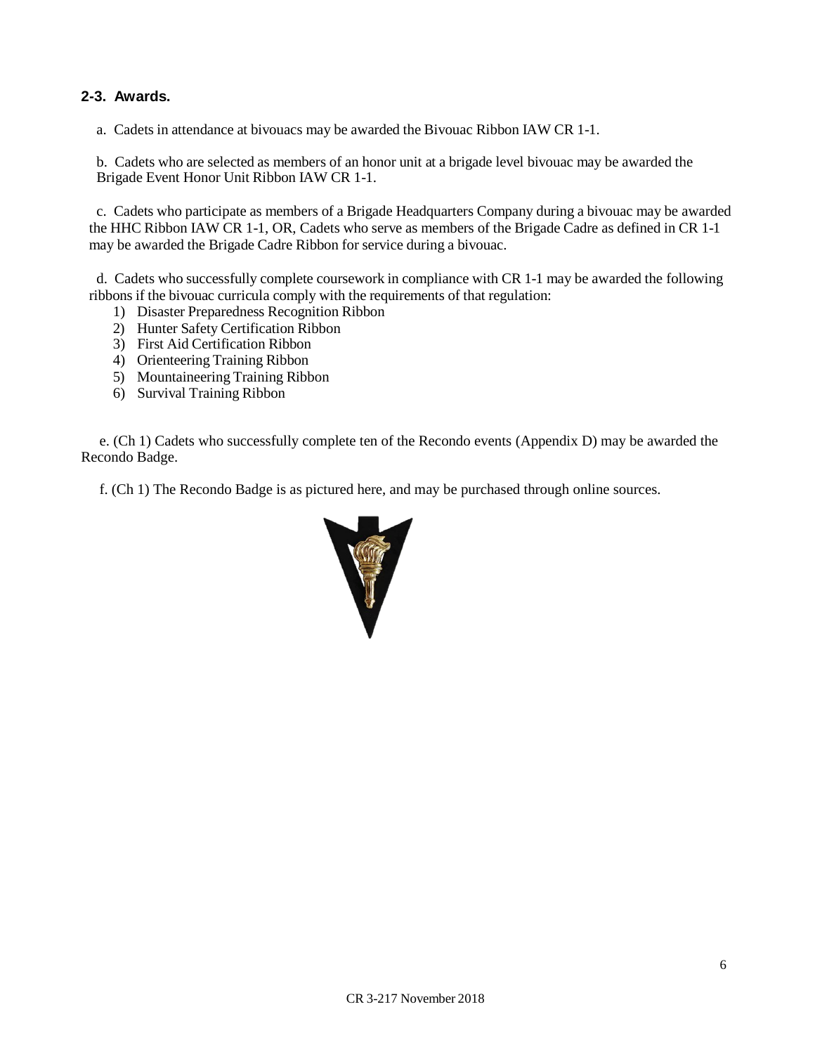### 2-3. Awards.

a. Cadets in attendance at bivouacs may be awarded the Bivouac Ribbon IAW CR 1-1.

b. Cadets who are selected as members of an honor unit at a brigade level bivouac may be awarded the Brigade Event Honor Unit Ribbon IAW CR 1-1.

c. Cadets who participate as members of a Brigade Headquarters Company during a bivouac may be awarded the HHC Ribbon IAW CR 1-1, OR, Cadets who serve as members of the Brigade Cadre as defined in CR 1-1 may be awarded the Brigade Cadre Ribbon for service during a bivouac.

d. Cadets who successfully complete coursework in compliance with CR 1-1 may be awarded the following ribbons if the bivouac curricula comply with the requirements of that regulation:

1) Disaster Preparedness Recognition Ribbon
2) Hunter Safety Certification Ribbon
3) First Aid Certification Ribbon
4) Orienteering Training Ribbon
5) Mountaineering Training Ribbon
6) Survival Training Ribbon

e. (Ch 1) Cadets who successfully complete ten of the Recondo events (Appendix D) may be awarded the Recondo Badge.

f. (Ch 1) The Recondo Badge is as pictured here, and may be purchased through online sources.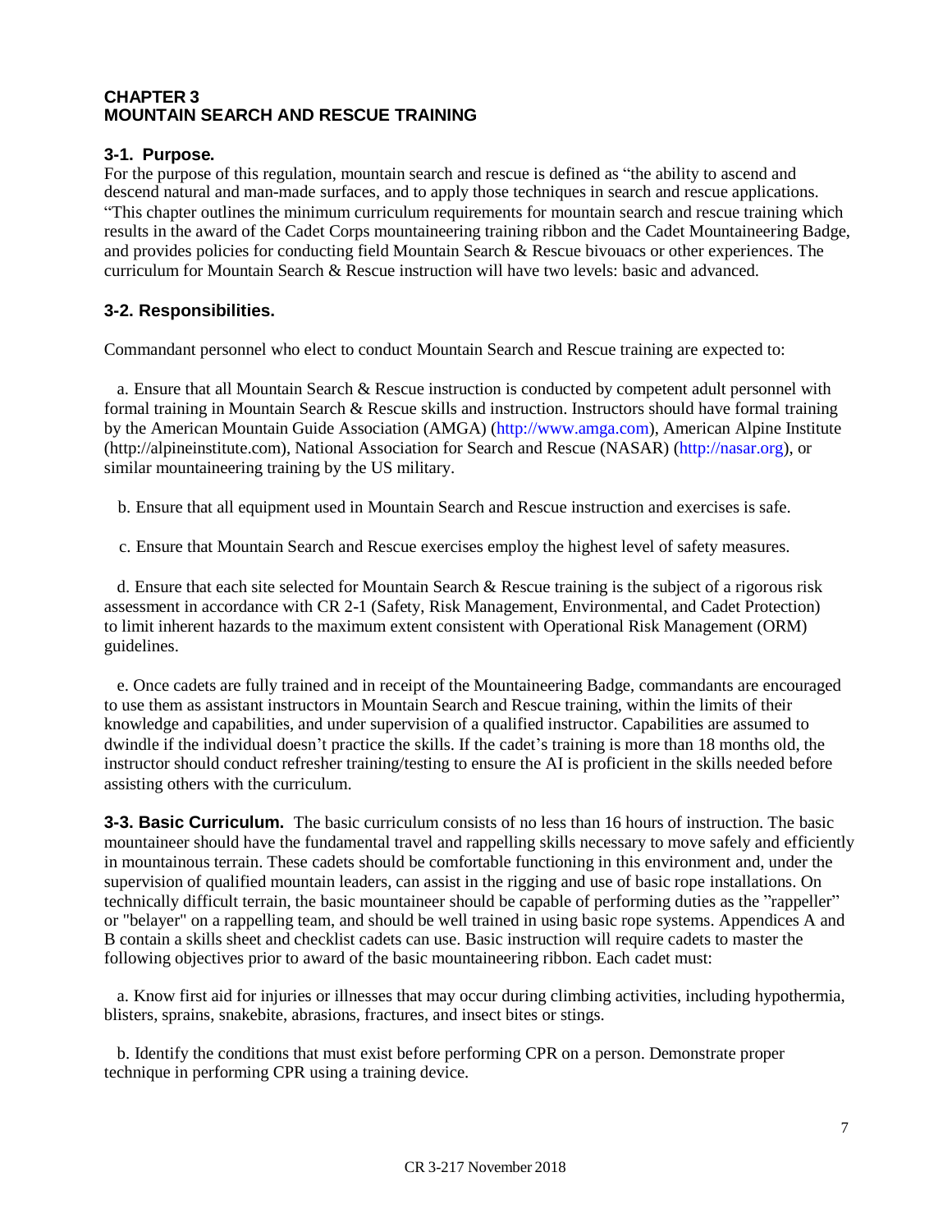## CHAPTER 3
## MOUNTAIN SEARCH AND RESCUE TRAINING

### 3-1. Purpose.

For the purpose of this regulation, mountain search and rescue is defined as "the ability to ascend and descend natural and man-made surfaces, and to apply those techniques in search and rescue applications. "This chapter outlines the minimum curriculum requirements for mountain search and rescue training which results in the award of the Cadet Corps mountaineering training ribbon and the Cadet Mountaineering Badge, and provides policies for conducting field Mountain Search & Rescue bivouacs or other experiences. The curriculum for Mountain Search & Rescue instruction will have two levels: basic and advanced.

### 3-2. Responsibilities.

Commandant personnel who elect to conduct Mountain Search and Rescue training are expected to:

a. Ensure that all Mountain Search & Rescue instruction is conducted by competent adult personnel with formal training in Mountain Search & Rescue skills and instruction. Instructors should have formal training by the American Mountain Guide Association (AMGA) (http://www.amga.com), American Alpine Institute (http://alpineinstitute.com), National Association for Search and Rescue (NASAR) (http://nasar.org), or similar mountaineering training by the US military.

b. Ensure that all equipment used in Mountain Search and Rescue instruction and exercises is safe.

c. Ensure that Mountain Search and Rescue exercises employ the highest level of safety measures.

d. Ensure that each site selected for Mountain Search & Rescue training is the subject of a rigorous risk assessment in accordance with CR 2-1 (Safety, Risk Management, Environmental, and Cadet Protection) to limit inherent hazards to the maximum extent consistent with Operational Risk Management (ORM) guidelines.

e. Once cadets are fully trained and in receipt of the Mountaineering Badge, commandants are encouraged to use them as assistant instructors in Mountain Search and Rescue training, within the limits of their knowledge and capabilities, and under supervision of a qualified instructor. Capabilities are assumed to dwindle if the individual doesn't practice the skills. If the cadet's training is more than 18 months old, the instructor should conduct refresher training/testing to ensure the AI is proficient in the skills needed before assisting others with the curriculum.

**3-3. Basic Curriculum.** The basic curriculum consists of no less than 16 hours of instruction. The basic mountaineer should have the fundamental travel and rappelling skills necessary to move safely and efficiently in mountainous terrain. These cadets should be comfortable functioning in this environment and, under the supervision of qualified mountain leaders, can assist in the rigging and use of basic rope installations. On technically difficult terrain, the basic mountaineer should be capable of performing duties as the "rappeller" or "belayer" on a rappelling team, and should be well trained in using basic rope systems. Appendices A and B contain a skills sheet and checklist cadets can use. Basic instruction will require cadets to master the following objectives prior to award of the basic mountaineering ribbon. Each cadet must:

a. Know first aid for injuries or illnesses that may occur during climbing activities, including hypothermia, blisters, sprains, snakebite, abrasions, fractures, and insect bites or stings.

b. Identify the conditions that must exist before performing CPR on a person. Demonstrate proper technique in performing CPR using a training device.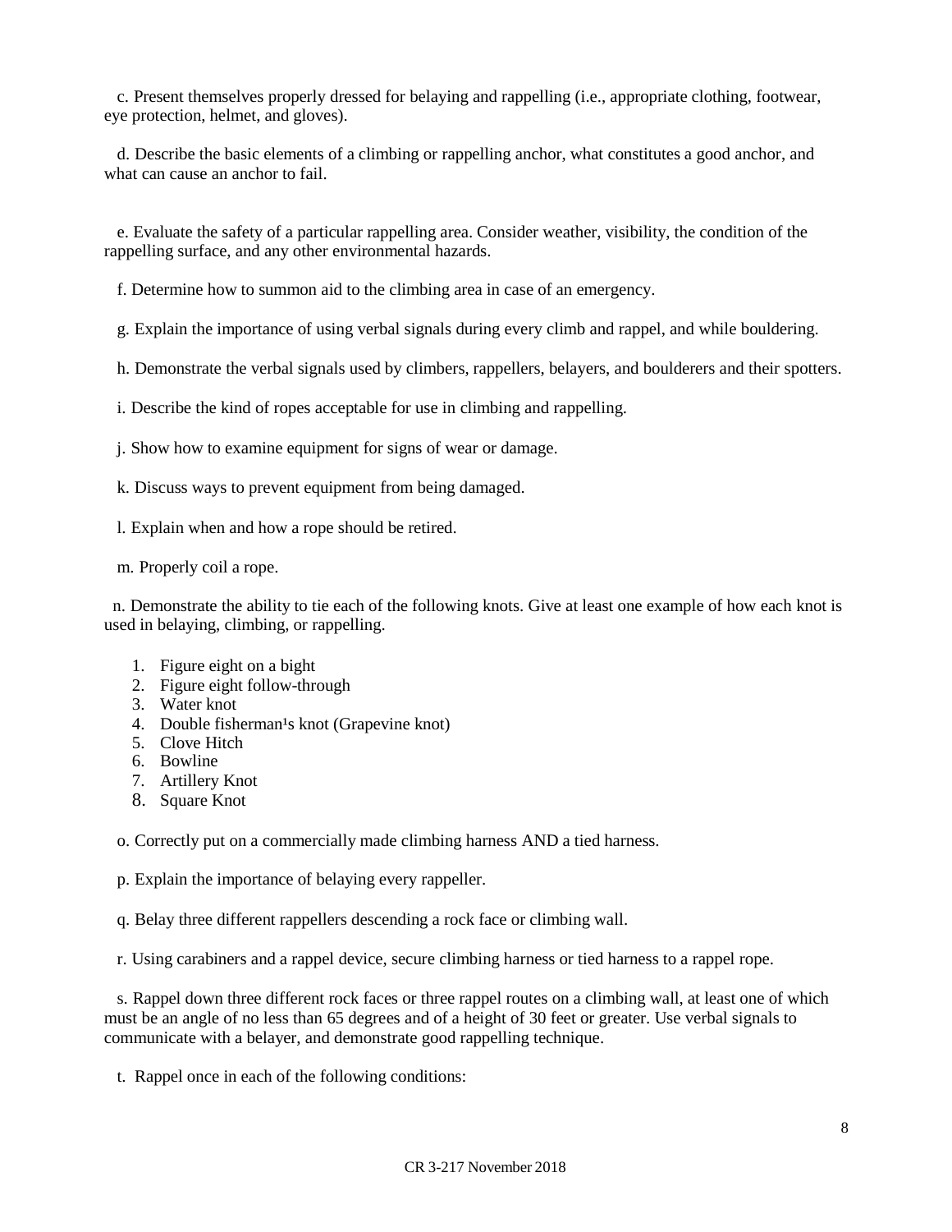c. Present themselves properly dressed for belaying and rappelling (i.e., appropriate clothing, footwear, eye protection, helmet, and gloves).

d. Describe the basic elements of a climbing or rappelling anchor, what constitutes a good anchor, and what can cause an anchor to fail.

e. Evaluate the safety of a particular rappelling area. Consider weather, visibility, the condition of the rappelling surface, and any other environmental hazards.

f. Determine how to summon aid to the climbing area in case of an emergency.

g. Explain the importance of using verbal signals during every climb and rappel, and while bouldering.

h. Demonstrate the verbal signals used by climbers, rappellers, belayers, and boulderers and their spotters.

i. Describe the kind of ropes acceptable for use in climbing and rappelling.

j. Show how to examine equipment for signs of wear or damage.

k. Discuss ways to prevent equipment from being damaged.

l. Explain when and how a rope should be retired.

m. Properly coil a rope.

n. Demonstrate the ability to tie each of the following knots. Give at least one example of how each knot is used in belaying, climbing, or rappelling.

1. Figure eight on a bight
2. Figure eight follow-through
3. Water knot
4. Double fisherman¹s knot (Grapevine knot)
5. Clove Hitch
6. Bowline
7. Artillery Knot
8. Square Knot

o. Correctly put on a commercially made climbing harness AND a tied harness.

p. Explain the importance of belaying every rappeller.

q. Belay three different rappellers descending a rock face or climbing wall.

r. Using carabiners and a rappel device, secure climbing harness or tied harness to a rappel rope.

s. Rappel down three different rock faces or three rappel routes on a climbing wall, at least one of which must be an angle of no less than 65 degrees and of a height of 30 feet or greater. Use verbal signals to communicate with a belayer, and demonstrate good rappelling technique.

t. Rappel once in each of the following conditions: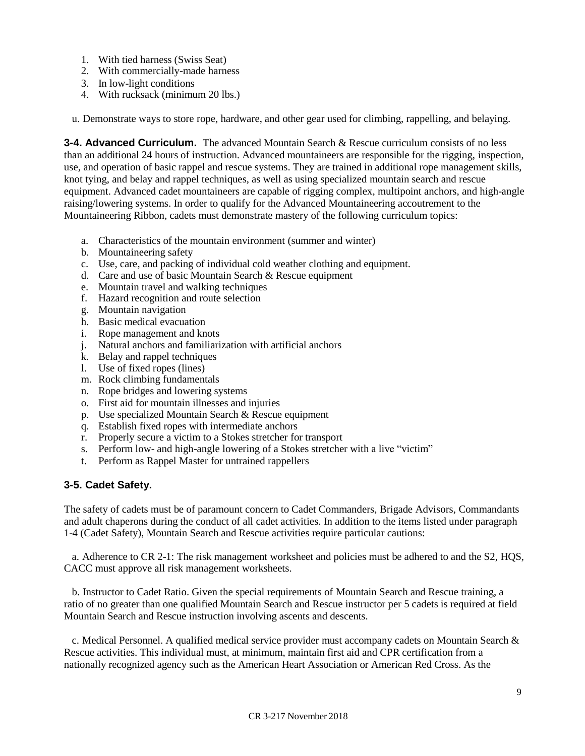1. With tied harness (Swiss Seat)
2. With commercially-made harness
3. In low-light conditions
4. With rucksack (minimum 20 lbs.)

u. Demonstrate ways to store rope, hardware, and other gear used for climbing, rappelling, and belaying.

**3-4. Advanced Curriculum.** The advanced Mountain Search & Rescue curriculum consists of no less than an additional 24 hours of instruction. Advanced mountaineers are responsible for the rigging, inspection, use, and operation of basic rappel and rescue systems. They are trained in additional rope management skills, knot tying, and belay and rappel techniques, as well as using specialized mountain search and rescue equipment. Advanced cadet mountaineers are capable of rigging complex, multipoint anchors, and high-angle raising/lowering systems. In order to qualify for the Advanced Mountaineering accoutrement to the Mountaineering Ribbon, cadets must demonstrate mastery of the following curriculum topics:

a. Characteristics of the mountain environment (summer and winter)
b. Mountaineering safety
c. Use, care, and packing of individual cold weather clothing and equipment.
d. Care and use of basic Mountain Search & Rescue equipment
e. Mountain travel and walking techniques
f. Hazard recognition and route selection
g. Mountain navigation
h. Basic medical evacuation
i. Rope management and knots
j. Natural anchors and familiarization with artificial anchors
k. Belay and rappel techniques
l. Use of fixed ropes (lines)
m. Rock climbing fundamentals
n. Rope bridges and lowering systems
o. First aid for mountain illnesses and injuries
p. Use specialized Mountain Search & Rescue equipment
q. Establish fixed ropes with intermediate anchors
r. Properly secure a victim to a Stokes stretcher for transport
s. Perform low- and high-angle lowering of a Stokes stretcher with a live "victim"
t. Perform as Rappel Master for untrained rappellers

### 3-5. Cadet Safety.

The safety of cadets must be of paramount concern to Cadet Commanders, Brigade Advisors, Commandants and adult chaperons during the conduct of all cadet activities. In addition to the items listed under paragraph 1-4 (Cadet Safety), Mountain Search and Rescue activities require particular cautions:

a. Adherence to CR 2-1: The risk management worksheet and policies must be adhered to and the S2, HQS, CACC must approve all risk management worksheets.

b. Instructor to Cadet Ratio. Given the special requirements of Mountain Search and Rescue training, a ratio of no greater than one qualified Mountain Search and Rescue instructor per 5 cadets is required at field Mountain Search and Rescue instruction involving ascents and descents.

c. Medical Personnel. A qualified medical service provider must accompany cadets on Mountain Search & Rescue activities. This individual must, at minimum, maintain first aid and CPR certification from a nationally recognized agency such as the American Heart Association or American Red Cross. As the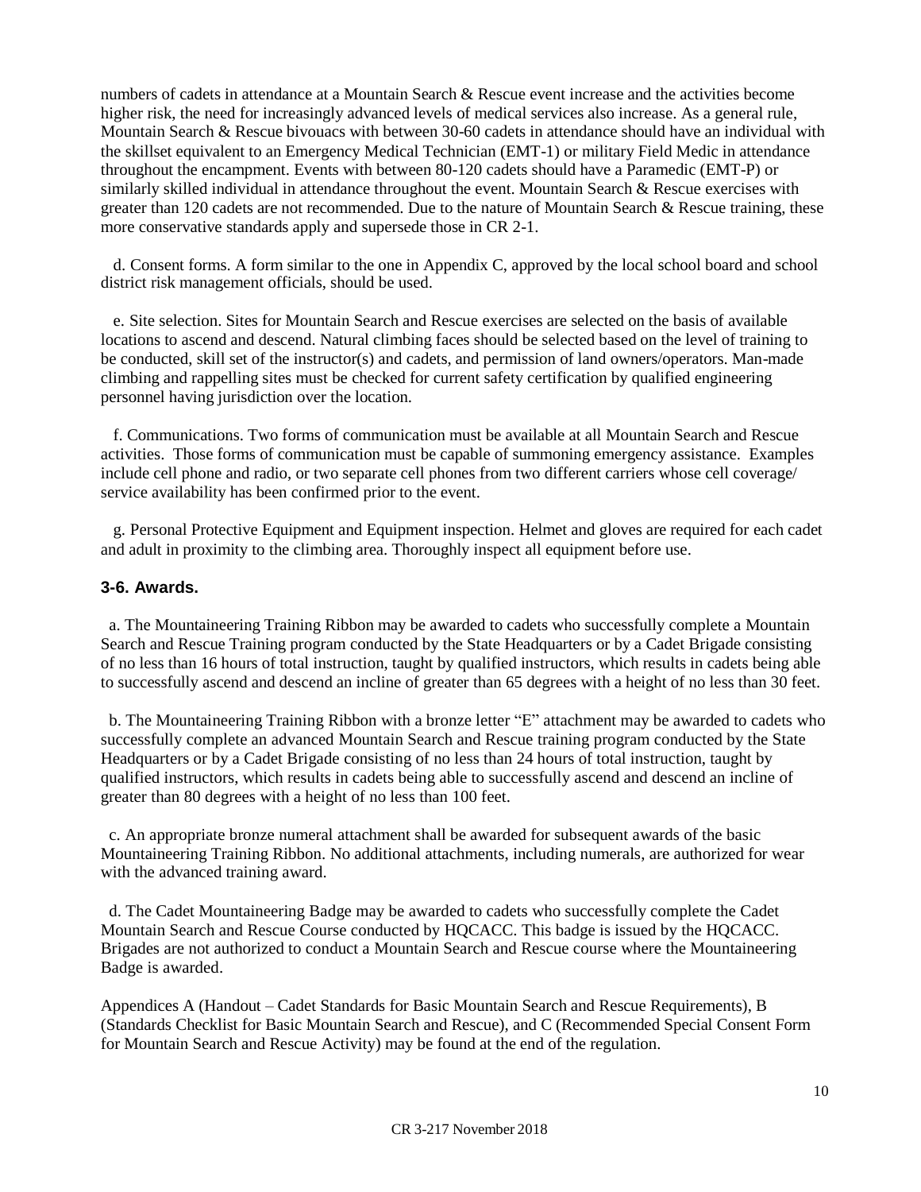numbers of cadets in attendance at a Mountain Search & Rescue event increase and the activities become higher risk, the need for increasingly advanced levels of medical services also increase. As a general rule, Mountain Search & Rescue bivouacs with between 30-60 cadets in attendance should have an individual with the skillset equivalent to an Emergency Medical Technician (EMT-1) or military Field Medic in attendance throughout the encampment. Events with between 80-120 cadets should have a Paramedic (EMT-P) or similarly skilled individual in attendance throughout the event. Mountain Search & Rescue exercises with greater than 120 cadets are not recommended. Due to the nature of Mountain Search & Rescue training, these more conservative standards apply and supersede those in CR 2-1.

d. Consent forms. A form similar to the one in Appendix C, approved by the local school board and school district risk management officials, should be used.

e. Site selection. Sites for Mountain Search and Rescue exercises are selected on the basis of available locations to ascend and descend. Natural climbing faces should be selected based on the level of training to be conducted, skill set of the instructor(s) and cadets, and permission of land owners/operators. Man-made climbing and rappelling sites must be checked for current safety certification by qualified engineering personnel having jurisdiction over the location.

f. Communications. Two forms of communication must be available at all Mountain Search and Rescue activities. Those forms of communication must be capable of summoning emergency assistance. Examples include cell phone and radio, or two separate cell phones from two different carriers whose cell coverage/ service availability has been confirmed prior to the event.

g. Personal Protective Equipment and Equipment inspection. Helmet and gloves are required for each cadet and adult in proximity to the climbing area. Thoroughly inspect all equipment before use.

### 3-6. Awards.

a. The Mountaineering Training Ribbon may be awarded to cadets who successfully complete a Mountain Search and Rescue Training program conducted by the State Headquarters or by a Cadet Brigade consisting of no less than 16 hours of total instruction, taught by qualified instructors, which results in cadets being able to successfully ascend and descend an incline of greater than 65 degrees with a height of no less than 30 feet.

b. The Mountaineering Training Ribbon with a bronze letter "E" attachment may be awarded to cadets who successfully complete an advanced Mountain Search and Rescue training program conducted by the State Headquarters or by a Cadet Brigade consisting of no less than 24 hours of total instruction, taught by qualified instructors, which results in cadets being able to successfully ascend and descend an incline of greater than 80 degrees with a height of no less than 100 feet.

c. An appropriate bronze numeral attachment shall be awarded for subsequent awards of the basic Mountaineering Training Ribbon. No additional attachments, including numerals, are authorized for wear with the advanced training award.

d. The Cadet Mountaineering Badge may be awarded to cadets who successfully complete the Cadet Mountain Search and Rescue Course conducted by HQCACC. This badge is issued by the HQCACC. Brigades are not authorized to conduct a Mountain Search and Rescue course where the Mountaineering Badge is awarded.

Appendices A (Handout – Cadet Standards for Basic Mountain Search and Rescue Requirements), B (Standards Checklist for Basic Mountain Search and Rescue), and C (Recommended Special Consent Form for Mountain Search and Rescue Activity) may be found at the end of the regulation.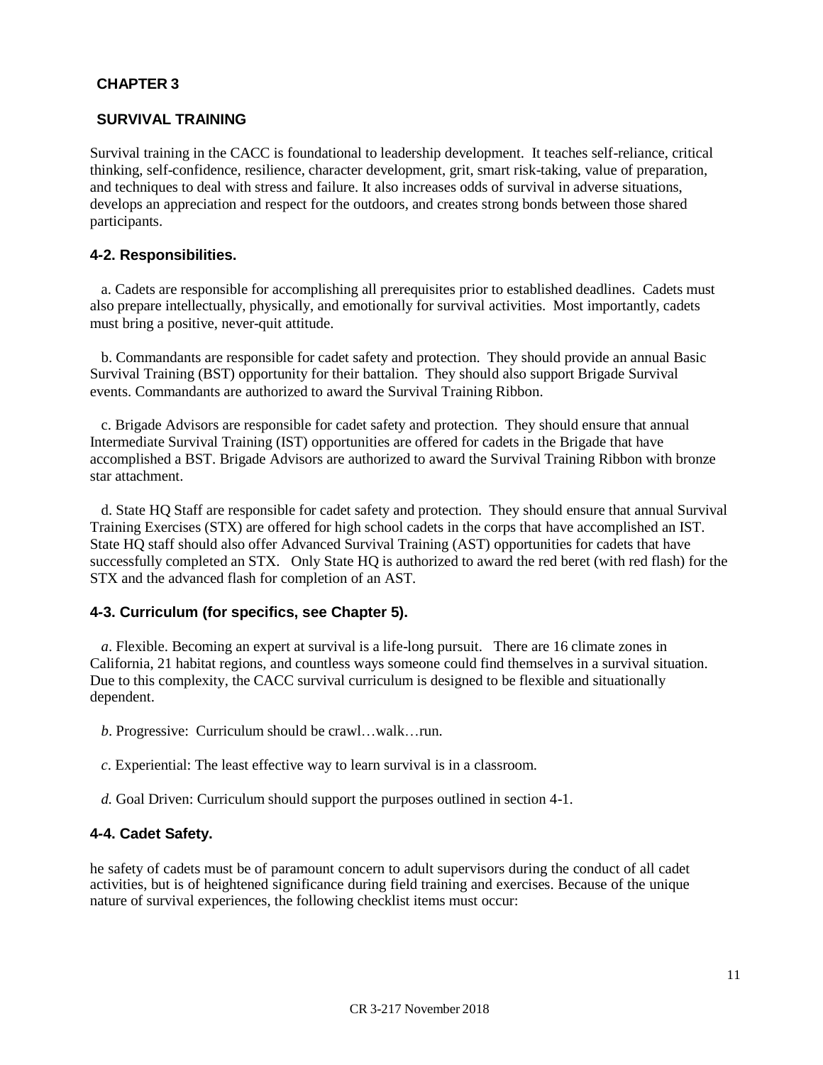# CHAPTER 3

## SURVIVAL TRAINING

Survival training in the CACC is foundational to leadership development. It teaches self-reliance, critical thinking, self-confidence, resilience, character development, grit, smart risk-taking, value of preparation, and techniques to deal with stress and failure. It also increases odds of survival in adverse situations, develops an appreciation and respect for the outdoors, and creates strong bonds between those shared participants.

### 4-2. Responsibilities.

a. Cadets are responsible for accomplishing all prerequisites prior to established deadlines. Cadets must also prepare intellectually, physically, and emotionally for survival activities. Most importantly, cadets must bring a positive, never-quit attitude.

b. Commandants are responsible for cadet safety and protection. They should provide an annual Basic Survival Training (BST) opportunity for their battalion. They should also support Brigade Survival events. Commandants are authorized to award the Survival Training Ribbon.

c. Brigade Advisors are responsible for cadet safety and protection. They should ensure that annual Intermediate Survival Training (IST) opportunities are offered for cadets in the Brigade that have accomplished a BST. Brigade Advisors are authorized to award the Survival Training Ribbon with bronze star attachment.

d. State HQ Staff are responsible for cadet safety and protection. They should ensure that annual Survival Training Exercises (STX) are offered for high school cadets in the corps that have accomplished an IST. State HQ staff should also offer Advanced Survival Training (AST) opportunities for cadets that have successfully completed an STX. Only State HQ is authorized to award the red beret (with red flash) for the STX and the advanced flash for completion of an AST.

### 4-3. Curriculum (for specifics, see Chapter 5).

*a*. Flexible. Becoming an expert at survival is a life-long pursuit. There are 16 climate zones in California, 21 habitat regions, and countless ways someone could find themselves in a survival situation. Due to this complexity, the CACC survival curriculum is designed to be flexible and situationally dependent.

*b*. Progressive: Curriculum should be crawl…walk…run.

*c*. Experiential: The least effective way to learn survival is in a classroom.

*d.* Goal Driven: Curriculum should support the purposes outlined in section 4-1.

### 4-4. Cadet Safety.

he safety of cadets must be of paramount concern to adult supervisors during the conduct of all cadet activities, but is of heightened significance during field training and exercises. Because of the unique nature of survival experiences, the following checklist items must occur: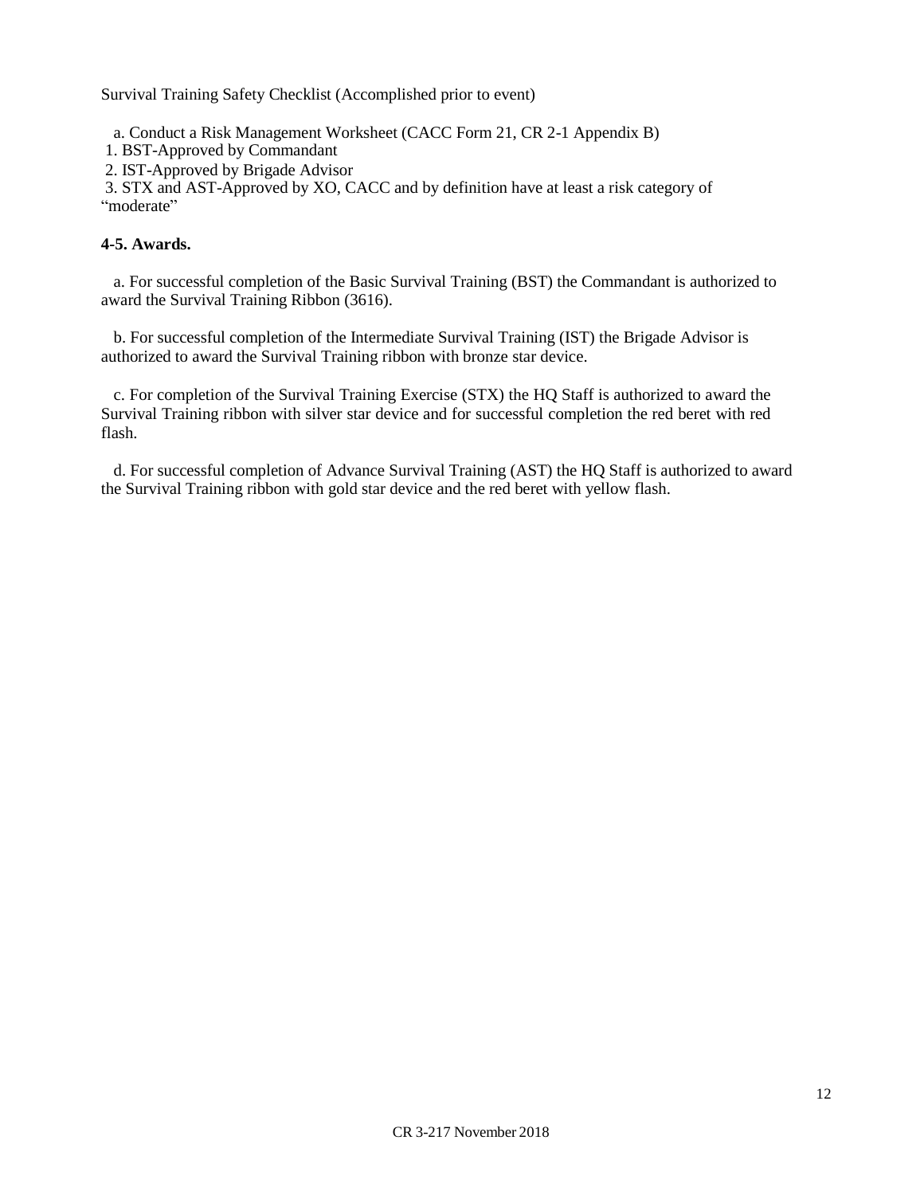Survival Training Safety Checklist (Accomplished prior to event)

a. Conduct a Risk Management Worksheet (CACC Form 21, CR 2-1 Appendix B)

1. BST-Approved by Commandant
2. IST-Approved by Brigade Advisor
3. STX and AST-Approved by XO, CACC and by definition have at least a risk category of "moderate"

**4-5. Awards.**

a. For successful completion of the Basic Survival Training (BST) the Commandant is authorized to award the Survival Training Ribbon (3616).

b. For successful completion of the Intermediate Survival Training (IST) the Brigade Advisor is authorized to award the Survival Training ribbon with bronze star device.

c. For completion of the Survival Training Exercise (STX) the HQ Staff is authorized to award the Survival Training ribbon with silver star device and for successful completion the red beret with red flash.

d. For successful completion of Advance Survival Training (AST) the HQ Staff is authorized to award the Survival Training ribbon with gold star device and the red beret with yellow flash.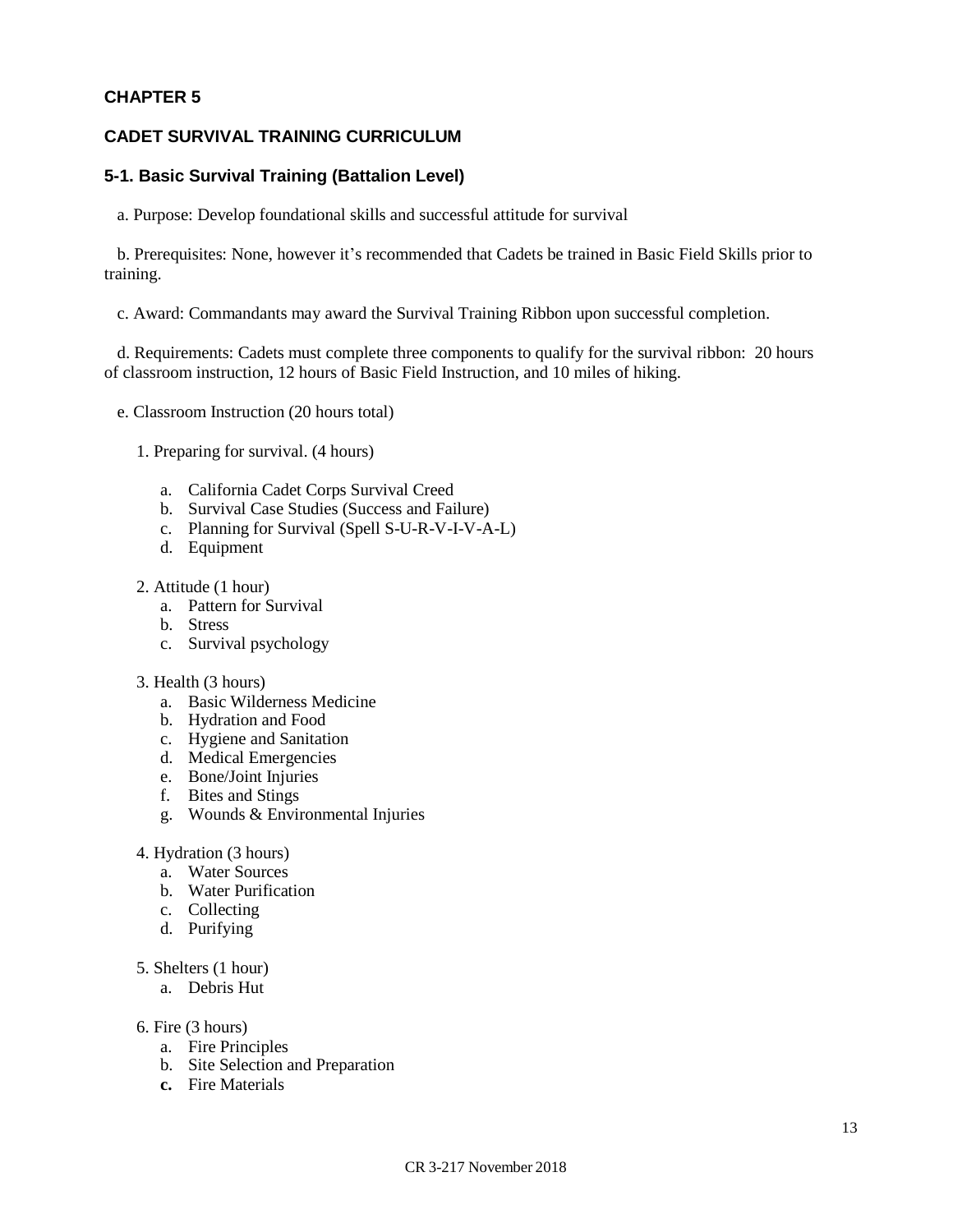**CHAPTER 5**

**CADET SURVIVAL TRAINING CURRICULUM**

### 5-1. Basic Survival Training (Battalion Level)

a. Purpose: Develop foundational skills and successful attitude for survival

b. Prerequisites: None, however it's recommended that Cadets be trained in Basic Field Skills prior to training.

c. Award: Commandants may award the Survival Training Ribbon upon successful completion.

d. Requirements: Cadets must complete three components to qualify for the survival ribbon: 20 hours of classroom instruction, 12 hours of Basic Field Instruction, and 10 miles of hiking.

e. Classroom Instruction (20 hours total)

1. Preparing for survival. (4 hours)
    - a. California Cadet Corps Survival Creed
    - b. Survival Case Studies (Success and Failure)
    - c. Planning for Survival (Spell S-U-R-V-I-V-A-L)
    - d. Equipment

2. Attitude (1 hour)
    - a. Pattern for Survival
    - b. Stress
    - c. Survival psychology

3. Health (3 hours)
    - a. Basic Wilderness Medicine
    - b. Hydration and Food
    - c. Hygiene and Sanitation
    - d. Medical Emergencies
    - e. Bone/Joint Injuries
    - f. Bites and Stings
    - g. Wounds & Environmental Injuries

4. Hydration (3 hours)
    - a. Water Sources
    - b. Water Purification
    - c. Collecting
    - d. Purifying

5. Shelters (1 hour)
    - a. Debris Hut

6. Fire (3 hours)
    - a. Fire Principles
    - b. Site Selection and Preparation
    - **c.** Fire Materials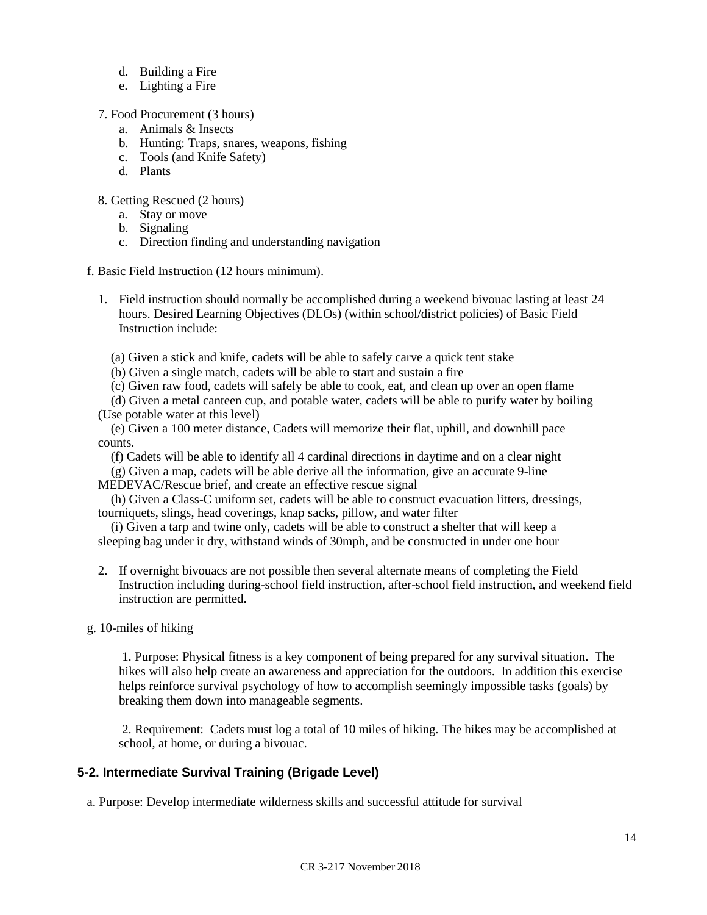d. Building a Fire
e. Lighting a Fire

7. Food Procurement (3 hours)
   a. Animals & Insects
   b. Hunting: Traps, snares, weapons, fishing
   c. Tools (and Knife Safety)
   d. Plants

8. Getting Rescued (2 hours)
   a. Stay or move
   b. Signaling
   c. Direction finding and understanding navigation

f. Basic Field Instruction (12 hours minimum).

1. Field instruction should normally be accomplished during a weekend bivouac lasting at least 24 hours. Desired Learning Objectives (DLOs) (within school/district policies) of Basic Field Instruction include:

   (a) Given a stick and knife, cadets will be able to safely carve a quick tent stake
   (b) Given a single match, cadets will be able to start and sustain a fire
   (c) Given raw food, cadets will safely be able to cook, eat, and clean up over an open flame
   (d) Given a metal canteen cup, and potable water, cadets will be able to purify water by boiling (Use potable water at this level)
   (e) Given a 100 meter distance, Cadets will memorize their flat, uphill, and downhill pace counts.
   (f) Cadets will be able to identify all 4 cardinal directions in daytime and on a clear night
   (g) Given a map, cadets will be able derive all the information, give an accurate 9-line MEDEVAC/Rescue brief, and create an effective rescue signal
   (h) Given a Class-C uniform set, cadets will be able to construct evacuation litters, dressings, tourniquets, slings, head coverings, knap sacks, pillow, and water filter
   (i) Given a tarp and twine only, cadets will be able to construct a shelter that will keep a sleeping bag under it dry, withstand winds of 30mph, and be constructed in under one hour

2. If overnight bivouacs are not possible then several alternate means of completing the Field Instruction including during-school field instruction, after-school field instruction, and weekend field instruction are permitted.

g. 10-miles of hiking

1. Purpose: Physical fitness is a key component of being prepared for any survival situation. The hikes will also help create an awareness and appreciation for the outdoors. In addition this exercise helps reinforce survival psychology of how to accomplish seemingly impossible tasks (goals) by breaking them down into manageable segments.

2. Requirement: Cadets must log a total of 10 miles of hiking. The hikes may be accomplished at school, at home, or during a bivouac.

## 5-2. Intermediate Survival Training (Brigade Level)

a. Purpose: Develop intermediate wilderness skills and successful attitude for survival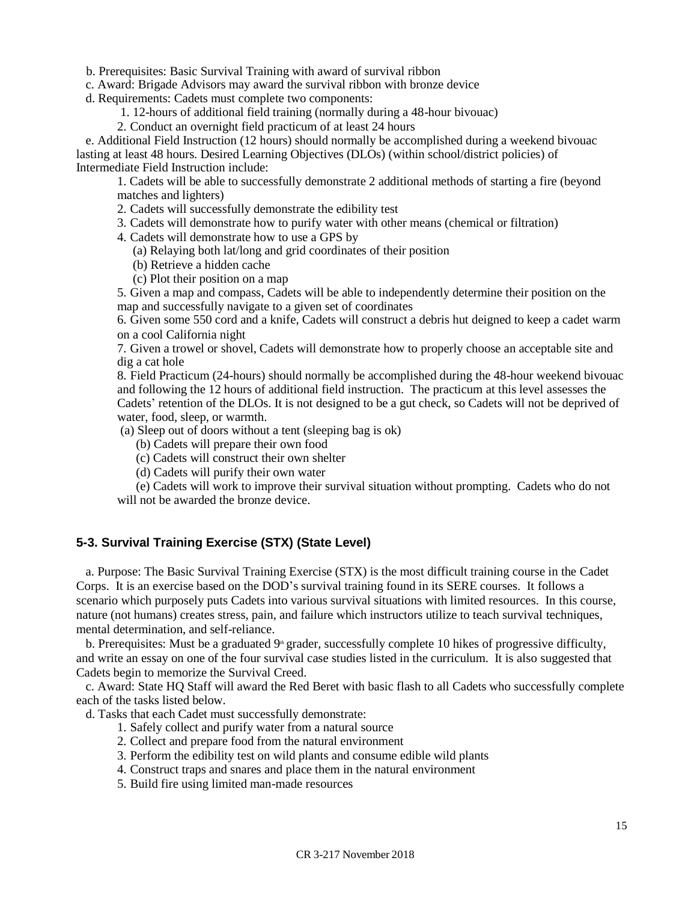b. Prerequisites: Basic Survival Training with award of survival ribbon

c. Award: Brigade Advisors may award the survival ribbon with bronze device

d. Requirements: Cadets must complete two components:

1. 12-hours of additional field training (normally during a 48-hour bivouac)
2. Conduct an overnight field practicum of at least 24 hours

e. Additional Field Instruction (12 hours) should normally be accomplished during a weekend bivouac lasting at least 48 hours. Desired Learning Objectives (DLOs) (within school/district policies) of Intermediate Field Instruction include:

1. Cadets will be able to successfully demonstrate 2 additional methods of starting a fire (beyond matches and lighters)
2. Cadets will successfully demonstrate the edibility test
3. Cadets will demonstrate how to purify water with other means (chemical or filtration)
4. Cadets will demonstrate how to use a GPS by
   (a) Relaying both lat/long and grid coordinates of their position
   (b) Retrieve a hidden cache
   (c) Plot their position on a map
5. Given a map and compass, Cadets will be able to independently determine their position on the map and successfully navigate to a given set of coordinates
6. Given some 550 cord and a knife, Cadets will construct a debris hut deigned to keep a cadet warm on a cool California night
7. Given a trowel or shovel, Cadets will demonstrate how to properly choose an acceptable site and dig a cat hole
8. Field Practicum (24-hours) should normally be accomplished during the 48-hour weekend bivouac and following the 12 hours of additional field instruction. The practicum at this level assesses the Cadets' retention of the DLOs. It is not designed to be a gut check, so Cadets will not be deprived of water, food, sleep, or warmth.
   (a) Sleep out of doors without a tent (sleeping bag is ok)
   (b) Cadets will prepare their own food
   (c) Cadets will construct their own shelter
   (d) Cadets will purify their own water
   (e) Cadets will work to improve their survival situation without prompting. Cadets who do not will not be awarded the bronze device.

### 5-3. Survival Training Exercise (STX) (State Level)

a. Purpose: The Basic Survival Training Exercise (STX) is the most difficult training course in the Cadet Corps. It is an exercise based on the DOD's survival training found in its SERE courses. It follows a scenario which purposely puts Cadets into various survival situations with limited resources. In this course, nature (not humans) creates stress, pain, and failure which instructors utilize to teach survival techniques, mental determination, and self-reliance.

b. Prerequisites: Must be a graduated 9th grader, successfully complete 10 hikes of progressive difficulty, and write an essay on one of the four survival case studies listed in the curriculum. It is also suggested that Cadets begin to memorize the Survival Creed.

c. Award: State HQ Staff will award the Red Beret with basic flash to all Cadets who successfully complete each of the tasks listed below.

d. Tasks that each Cadet must successfully demonstrate:

1. Safely collect and purify water from a natural source
2. Collect and prepare food from the natural environment
3. Perform the edibility test on wild plants and consume edible wild plants
4. Construct traps and snares and place them in the natural environment
5. Build fire using limited man-made resources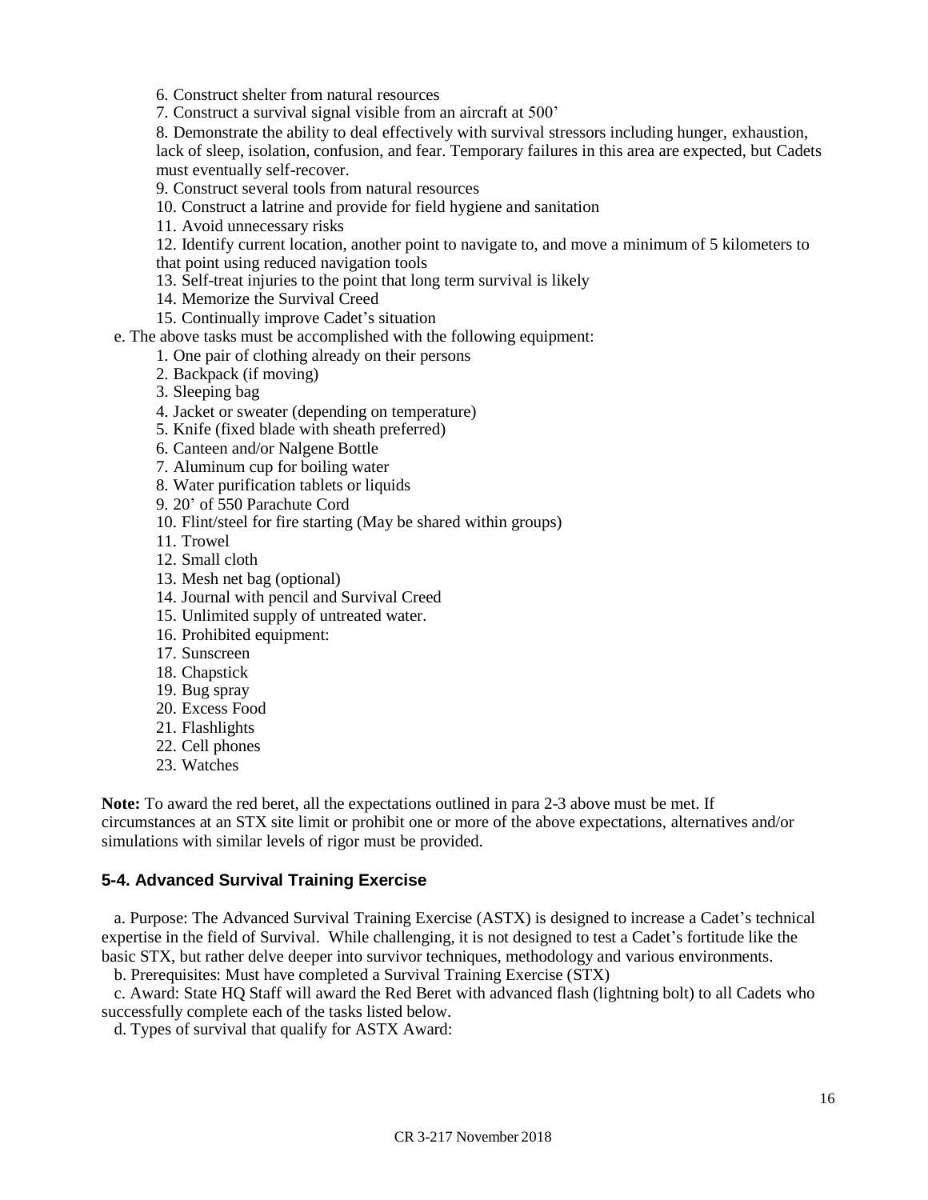6. Construct shelter from natural resources
7. Construct a survival signal visible from an aircraft at 500'
8. Demonstrate the ability to deal effectively with survival stressors including hunger, exhaustion, lack of sleep, isolation, confusion, and fear. Temporary failures in this area are expected, but Cadets must eventually self-recover.
9. Construct several tools from natural resources
10. Construct a latrine and provide for field hygiene and sanitation
11. Avoid unnecessary risks
12. Identify current location, another point to navigate to, and move a minimum of 5 kilometers to that point using reduced navigation tools
13. Self-treat injuries to the point that long term survival is likely
14. Memorize the Survival Creed
15. Continually improve Cadet's situation

e. The above tasks must be accomplished with the following equipment:

1. One pair of clothing already on their persons
2. Backpack (if moving)
3. Sleeping bag
4. Jacket or sweater (depending on temperature)
5. Knife (fixed blade with sheath preferred)
6. Canteen and/or Nalgene Bottle
7. Aluminum cup for boiling water
8. Water purification tablets or liquids
9. 20' of 550 Parachute Cord
10. Flint/steel for fire starting (May be shared within groups)
11. Trowel
12. Small cloth
13. Mesh net bag (optional)
14. Journal with pencil and Survival Creed
15. Unlimited supply of untreated water.
16. Prohibited equipment:
17. Sunscreen
18. Chapstick
19. Bug spray
20. Excess Food
21. Flashlights
22. Cell phones
23. Watches

**Note:** To award the red beret, all the expectations outlined in para 2-3 above must be met. If circumstances at an STX site limit or prohibit one or more of the above expectations, alternatives and/or simulations with similar levels of rigor must be provided.

## 5-4. Advanced Survival Training Exercise

a. Purpose: The Advanced Survival Training Exercise (ASTX) is designed to increase a Cadet's technical expertise in the field of Survival. While challenging, it is not designed to test a Cadet's fortitude like the basic STX, but rather delve deeper into survivor techniques, methodology and various environments.

b. Prerequisites: Must have completed a Survival Training Exercise (STX)

c. Award: State HQ Staff will award the Red Beret with advanced flash (lightning bolt) to all Cadets who successfully complete each of the tasks listed below.

d. Types of survival that qualify for ASTX Award: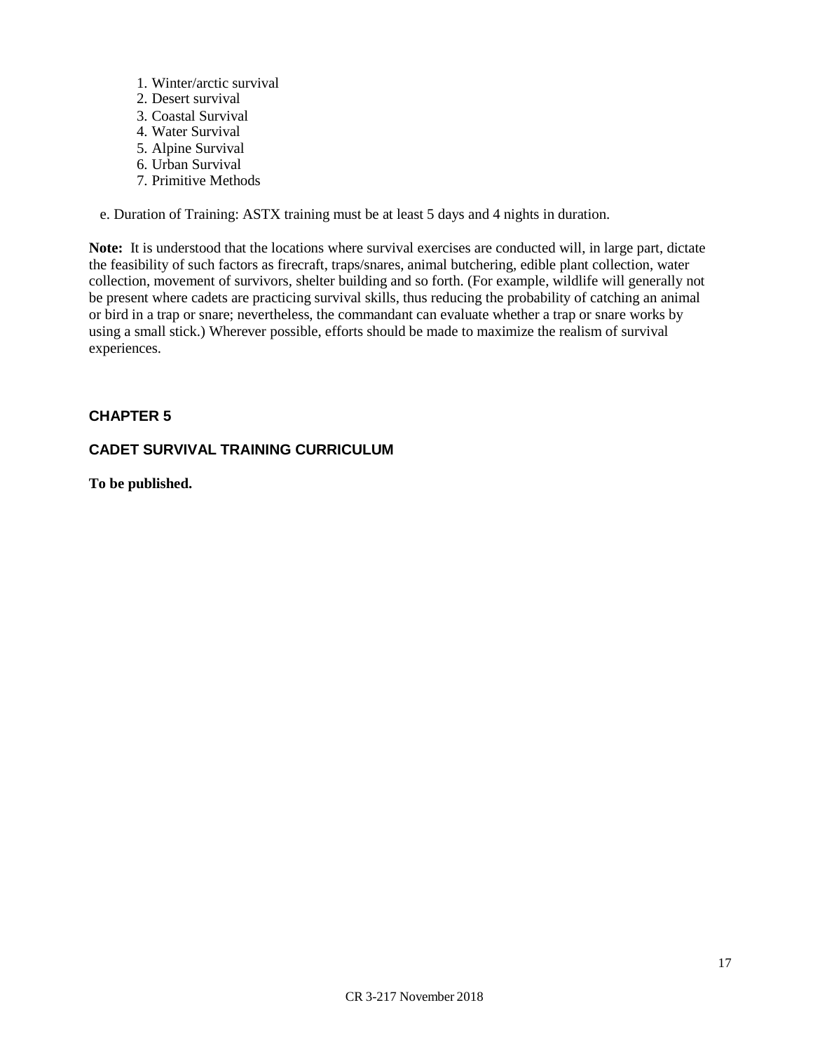1. Winter/arctic survival
2. Desert survival
3. Coastal Survival
4. Water Survival
5. Alpine Survival
6. Urban Survival
7. Primitive Methods

e. Duration of Training: ASTX training must be at least 5 days and 4 nights in duration.

**Note:** It is understood that the locations where survival exercises are conducted will, in large part, dictate the feasibility of such factors as firecraft, traps/snares, animal butchering, edible plant collection, water collection, movement of survivors, shelter building and so forth. (For example, wildlife will generally not be present where cadets are practicing survival skills, thus reducing the probability of catching an animal or bird in a trap or snare; nevertheless, the commandant can evaluate whether a trap or snare works by using a small stick.) Wherever possible, efforts should be made to maximize the realism of survival experiences.

## CHAPTER 5

## CADET SURVIVAL TRAINING CURRICULUM

**To be published.**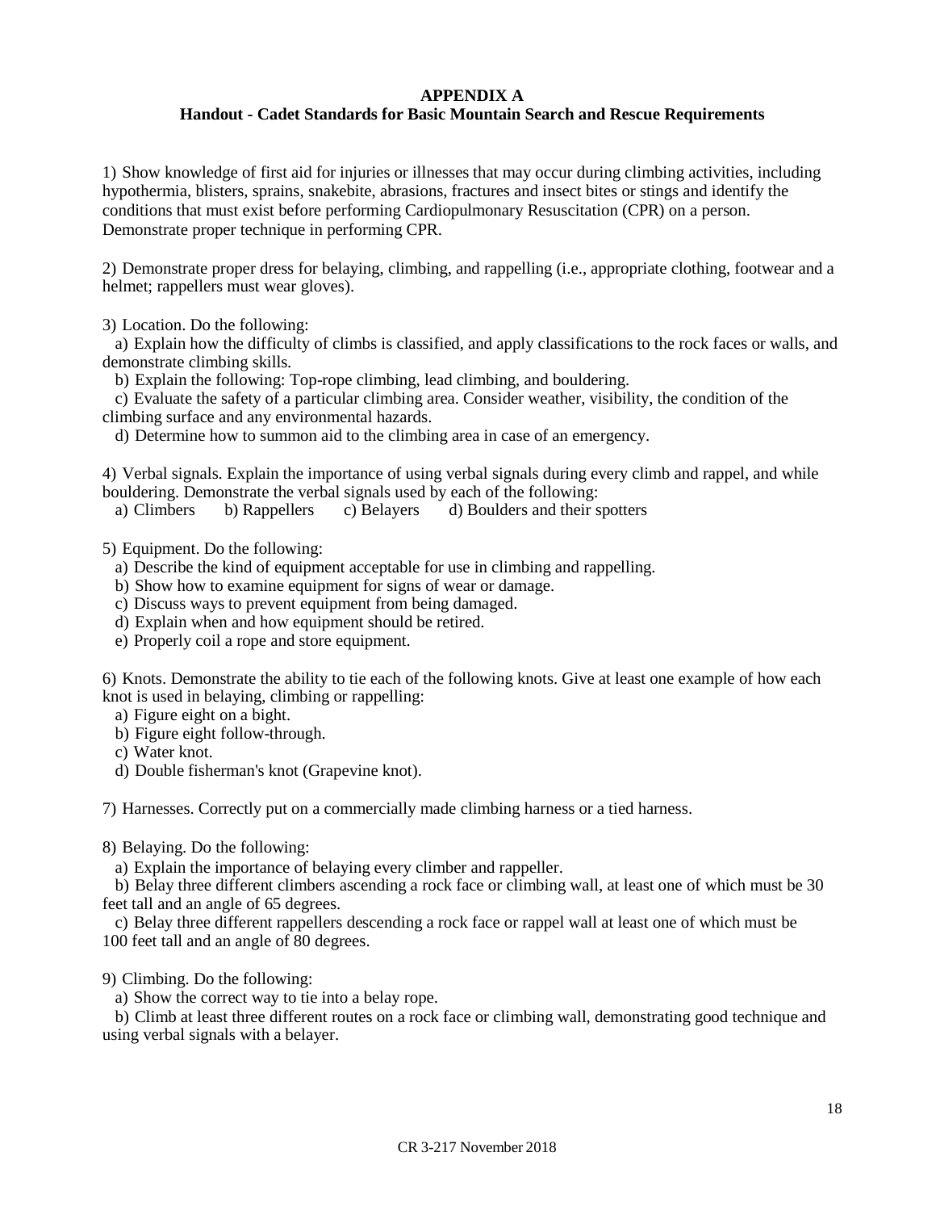**APPENDIX A**
**Handout - Cadet Standards for Basic Mountain Search and Rescue Requirements**

1) Show knowledge of first aid for injuries or illnesses that may occur during climbing activities, including hypothermia, blisters, sprains, snakebite, abrasions, fractures and insect bites or stings and identify the conditions that must exist before performing Cardiopulmonary Resuscitation (CPR) on a person. Demonstrate proper technique in performing CPR.

2) Demonstrate proper dress for belaying, climbing, and rappelling (i.e., appropriate clothing, footwear and a helmet; rappellers must wear gloves).

3) Location. Do the following:
  a) Explain how the difficulty of climbs is classified, and apply classifications to the rock faces or walls, and demonstrate climbing skills.
  b) Explain the following: Top-rope climbing, lead climbing, and bouldering.
  c) Evaluate the safety of a particular climbing area. Consider weather, visibility, the condition of the climbing surface and any environmental hazards.
  d) Determine how to summon aid to the climbing area in case of an emergency.

4) Verbal signals. Explain the importance of using verbal signals during every climb and rappel, and while bouldering. Demonstrate the verbal signals used by each of the following:
  a) Climbers  b) Rappellers  c) Belayers  d) Boulders and their spotters

5) Equipment. Do the following:
  a) Describe the kind of equipment acceptable for use in climbing and rappelling.
  b) Show how to examine equipment for signs of wear or damage.
  c) Discuss ways to prevent equipment from being damaged.
  d) Explain when and how equipment should be retired.
  e) Properly coil a rope and store equipment.

6) Knots. Demonstrate the ability to tie each of the following knots. Give at least one example of how each knot is used in belaying, climbing or rappelling:
  a) Figure eight on a bight.
  b) Figure eight follow-through.
  c) Water knot.
  d) Double fisherman's knot (Grapevine knot).

7) Harnesses. Correctly put on a commercially made climbing harness or a tied harness.

8) Belaying. Do the following:
  a) Explain the importance of belaying every climber and rappeller.
  b) Belay three different climbers ascending a rock face or climbing wall, at least one of which must be 30 feet tall and an angle of 65 degrees.
  c) Belay three different rappellers descending a rock face or rappel wall at least one of which must be 100 feet tall and an angle of 80 degrees.

9) Climbing. Do the following:
  a) Show the correct way to tie into a belay rope.
  b) Climb at least three different routes on a rock face or climbing wall, demonstrating good technique and using verbal signals with a belayer.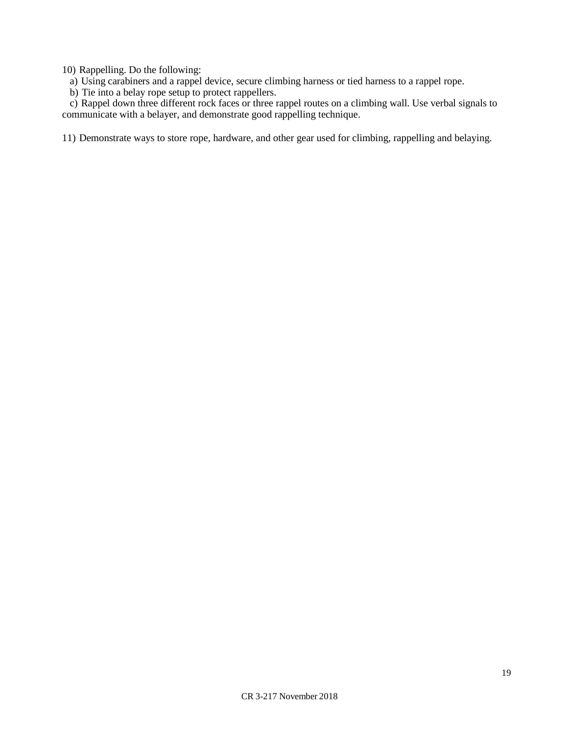10) Rappelling. Do the following:

   a) Using carabiners and a rappel device, secure climbing harness or tied harness to a rappel rope.

   b) Tie into a belay rope setup to protect rappellers.

   c) Rappel down three different rock faces or three rappel routes on a climbing wall. Use verbal signals to communicate with a belayer, and demonstrate good rappelling technique.

11) Demonstrate ways to store rope, hardware, and other gear used for climbing, rappelling and belaying.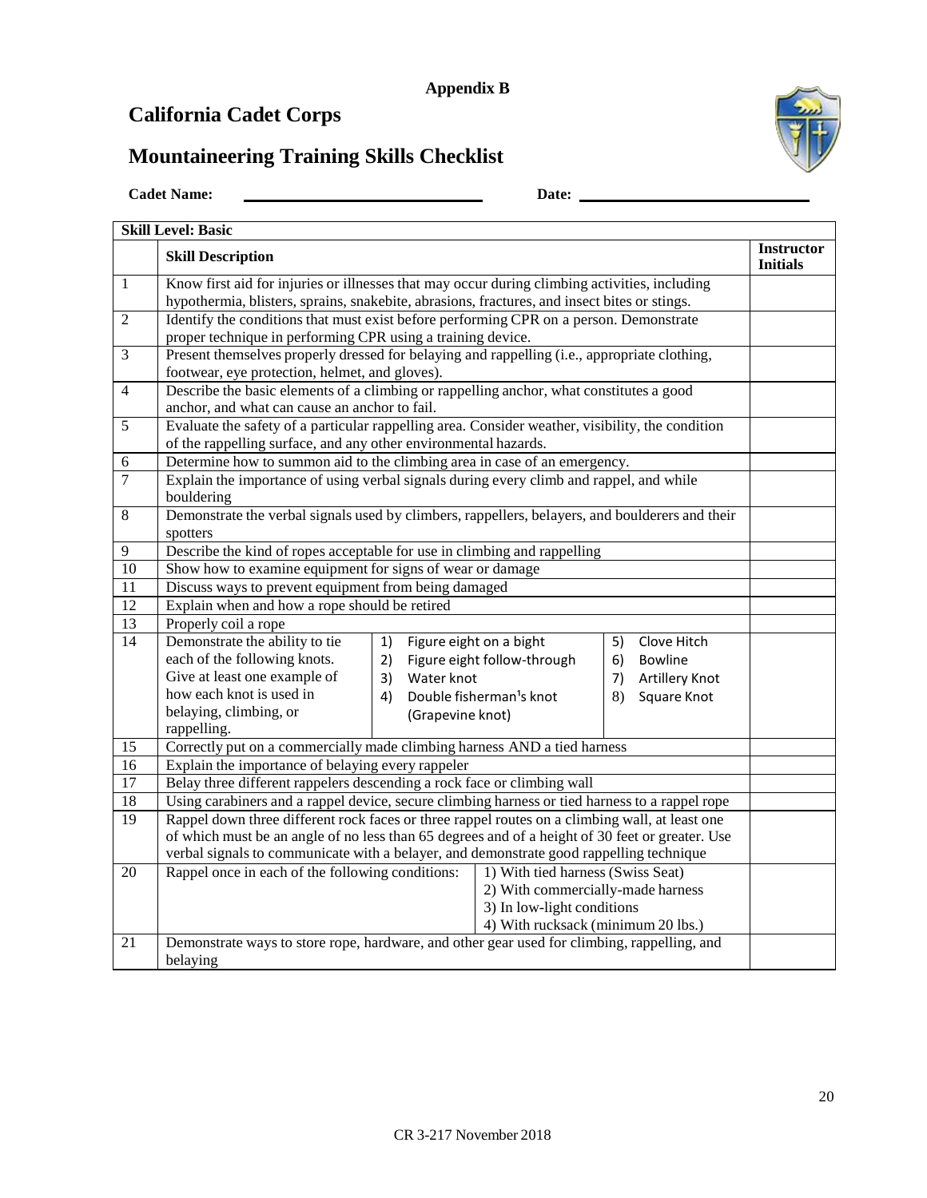**Appendix B**

# California Cadet Corps

# Mountaineering Training Skills Checklist

**Cadet Name:** ______________________________ **Date:** ______________________________

| **Skill Level: Basic** | | |
|---|---|---|
| | **Skill Description** | **Instructor Initials** |
| 1 | Know first aid for injuries or illnesses that may occur during climbing activities, including hypothermia, blisters, sprains, snakebite, abrasions, fractures, and insect bites or stings. | |
| 2 | Identify the conditions that must exist before performing CPR on a person. Demonstrate proper technique in performing CPR using a training device. | |
| 3 | Present themselves properly dressed for belaying and rappelling (i.e., appropriate clothing, footwear, eye protection, helmet, and gloves). | |
| 4 | Describe the basic elements of a climbing or rappelling anchor, what constitutes a good anchor, and what can cause an anchor to fail. | |
| 5 | Evaluate the safety of a particular rappelling area. Consider weather, visibility, the condition of the rappelling surface, and any other environmental hazards. | |
| 6 | Determine how to summon aid to the climbing area in case of an emergency. | |
| 7 | Explain the importance of using verbal signals during every climb and rappel, and while bouldering | |
| 8 | Demonstrate the verbal signals used by climbers, rappellers, belayers, and boulderers and their spotters | |
| 9 | Describe the kind of ropes acceptable for use in climbing and rappelling | |
| 10 | Show how to examine equipment for signs of wear or damage | |
| 11 | Discuss ways to prevent equipment from being damaged | |
| 12 | Explain when and how a rope should be retired | |
| 13 | Properly coil a rope | |
| 14 | Demonstrate the ability to tie each of the following knots. Give at least one example of how each knot is used in belaying, climbing, or rappelling.<br>1) Figure eight on a bight<br>2) Figure eight follow-through<br>3) Water knot<br>4) Double fisherman's knot (Grapevine knot)<br>5) Clove Hitch<br>6) Bowline<br>7) Artillery Knot<br>8) Square Knot | |
| 15 | Correctly put on a commercially made climbing harness AND a tied harness | |
| 16 | Explain the importance of belaying every rappeler | |
| 17 | Belay three different rappelers descending a rock face or climbing wall | |
| 18 | Using carabiners and a rappel device, secure climbing harness or tied harness to a rappel rope | |
| 19 | Rappel down three different rock faces or three rappel routes on a climbing wall, at least one of which must be an angle of no less than 65 degrees and of a height of 30 feet or greater. Use verbal signals to communicate with a belayer, and demonstrate good rappelling technique | |
| 20 | Rappel once in each of the following conditions:<br>1) With tied harness (Swiss Seat)<br>2) With commercially-made harness<br>3) In low-light conditions<br>4) With rucksack (minimum 20 lbs.) | |
| 21 | Demonstrate ways to store rope, hardware, and other gear used for climbing, rappelling, and belaying | |

CR 3-217 November 2018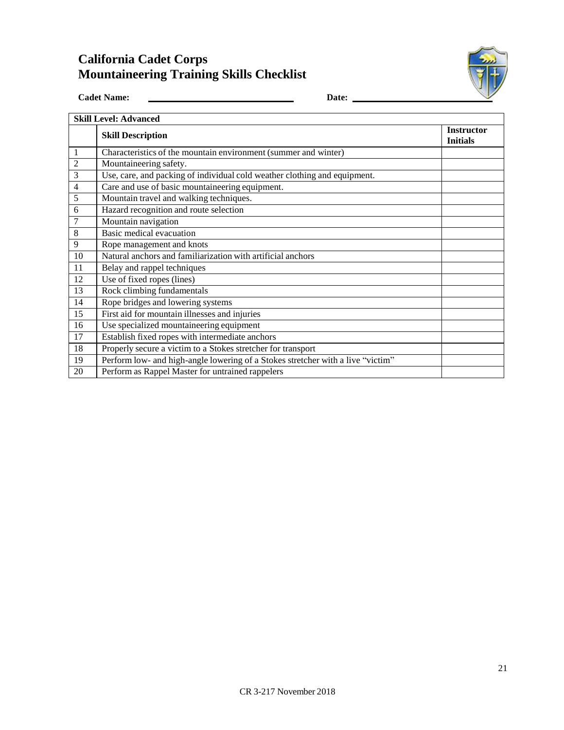# California Cadet Corps
# Mountaineering Training Skills Checklist

**Cadet Name:** ______________________________ **Date:** ______________________________

| Skill Level: Advanced | | |
|---|---|---|
| | **Skill Description** | **Instructor Initials** |
| 1 | Characteristics of the mountain environment (summer and winter) | |
| 2 | Mountaineering safety. | |
| 3 | Use, care, and packing of individual cold weather clothing and equipment. | |
| 4 | Care and use of basic mountaineering equipment. | |
| 5 | Mountain travel and walking techniques. | |
| 6 | Hazard recognition and route selection | |
| 7 | Mountain navigation | |
| 8 | Basic medical evacuation | |
| 9 | Rope management and knots | |
| 10 | Natural anchors and familiarization with artificial anchors | |
| 11 | Belay and rappel techniques | |
| 12 | Use of fixed ropes (lines) | |
| 13 | Rock climbing fundamentals | |
| 14 | Rope bridges and lowering systems | |
| 15 | First aid for mountain illnesses and injuries | |
| 16 | Use specialized mountaineering equipment | |
| 17 | Establish fixed ropes with intermediate anchors | |
| 18 | Properly secure a victim to a Stokes stretcher for transport | |
| 19 | Perform low- and high-angle lowering of a Stokes stretcher with a live "victim" | |
| 20 | Perform as Rappel Master for untrained rappelers | |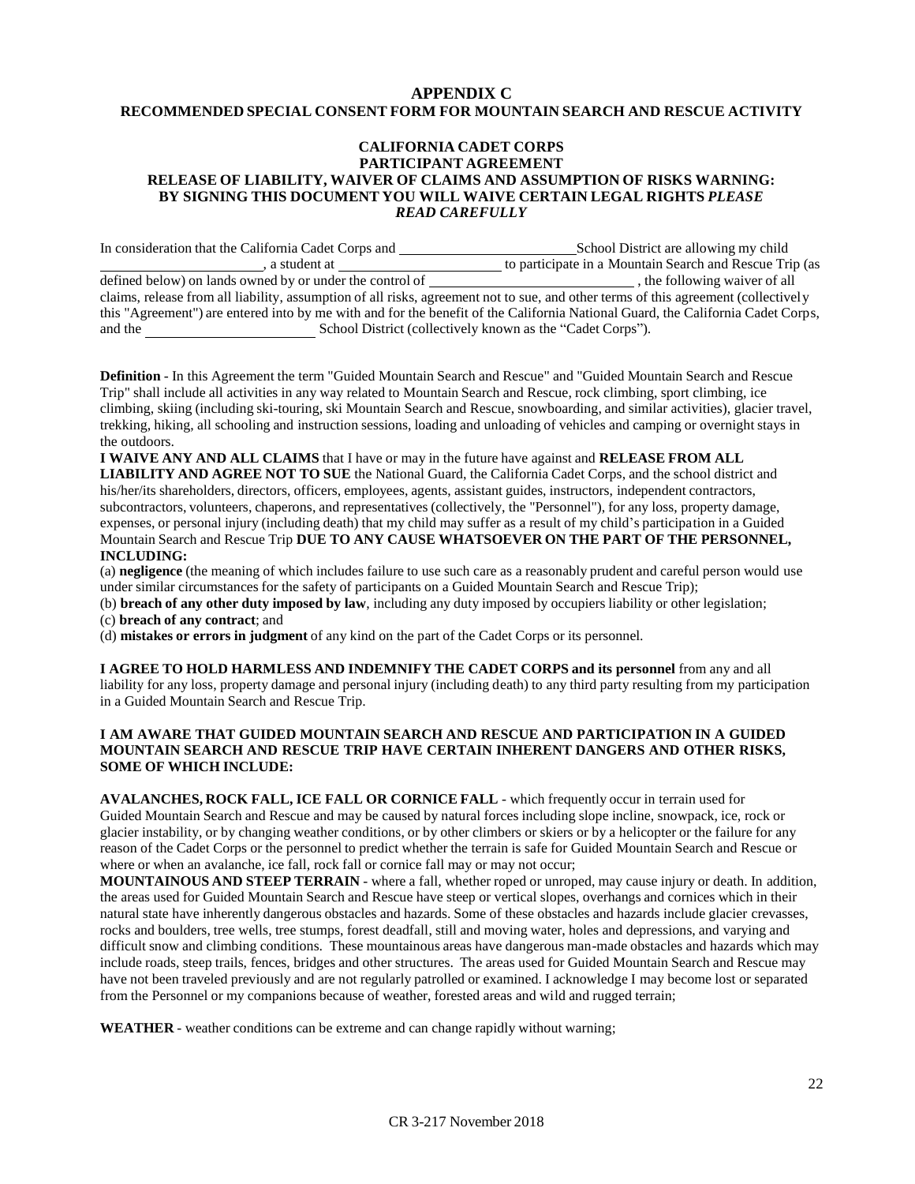## APPENDIX C
## RECOMMENDED SPECIAL CONSENT FORM FOR MOUNTAIN SEARCH AND RESCUE ACTIVITY

### CALIFORNIA CADET CORPS
### PARTICIPANT AGREEMENT
### RELEASE OF LIABILITY, WAIVER OF CLAIMS AND ASSUMPTION OF RISKS WARNING: BY SIGNING THIS DOCUMENT YOU WILL WAIVE CERTAIN LEGAL RIGHTS *PLEASE READ CAREFULLY*

In consideration that the California Cadet Corps and ________________________ School District are allowing my child ______________________, a student at ______________________ to participate in a Mountain Search and Rescue Trip (as defined below) on lands owned by or under the control of ____________________________, the following waiver of all claims, release from all liability, assumption of all risks, agreement not to sue, and other terms of this agreement (collectively this "Agreement") are entered into by me with and for the benefit of the California National Guard, the California Cadet Corps, and the ______________________ School District (collectively known as the "Cadet Corps").

**Definition** - In this Agreement the term "Guided Mountain Search and Rescue" and "Guided Mountain Search and Rescue Trip" shall include all activities in any way related to Mountain Search and Rescue, rock climbing, sport climbing, ice climbing, skiing (including ski-touring, ski Mountain Search and Rescue, snowboarding, and similar activities), glacier travel, trekking, hiking, all schooling and instruction sessions, loading and unloading of vehicles and camping or overnight stays in the outdoors.

**I WAIVE ANY AND ALL CLAIMS** that I have or may in the future have against and **RELEASE FROM ALL LIABILITY AND AGREE NOT TO SUE** the National Guard, the California Cadet Corps, and the school district and his/her/its shareholders, directors, officers, employees, agents, assistant guides, instructors, independent contractors, subcontractors, volunteers, chaperons, and representatives (collectively, the "Personnel"), for any loss, property damage, expenses, or personal injury (including death) that my child may suffer as a result of my child's participation in a Guided Mountain Search and Rescue Trip **DUE TO ANY CAUSE WHATSOEVER ON THE PART OF THE PERSONNEL, INCLUDING:**

(a) **negligence** (the meaning of which includes failure to use such care as a reasonably prudent and careful person would use under similar circumstances for the safety of participants on a Guided Mountain Search and Rescue Trip);

(b) **breach of any other duty imposed by law**, including any duty imposed by occupiers liability or other legislation;

(c) **breach of any contract**; and

(d) **mistakes or errors in judgment** of any kind on the part of the Cadet Corps or its personnel.

**I AGREE TO HOLD HARMLESS AND INDEMNIFY THE CADET CORPS and its personnel** from any and all liability for any loss, property damage and personal injury (including death) to any third party resulting from my participation in a Guided Mountain Search and Rescue Trip.

**I AM AWARE THAT GUIDED MOUNTAIN SEARCH AND RESCUE AND PARTICIPATION IN A GUIDED MOUNTAIN SEARCH AND RESCUE TRIP HAVE CERTAIN INHERENT DANGERS AND OTHER RISKS, SOME OF WHICH INCLUDE:**

**AVALANCHES, ROCK FALL, ICE FALL OR CORNICE FALL** - which frequently occur in terrain used for Guided Mountain Search and Rescue and may be caused by natural forces including slope incline, snowpack, ice, rock or glacier instability, or by changing weather conditions, or by other climbers or skiers or by a helicopter or the failure for any reason of the Cadet Corps or the personnel to predict whether the terrain is safe for Guided Mountain Search and Rescue or where or when an avalanche, ice fall, rock fall or cornice fall may or may not occur;

**MOUNTAINOUS AND STEEP TERRAIN** - where a fall, whether roped or unroped, may cause injury or death. In addition, the areas used for Guided Mountain Search and Rescue have steep or vertical slopes, overhangs and cornices which in their natural state have inherently dangerous obstacles and hazards. Some of these obstacles and hazards include glacier crevasses, rocks and boulders, tree wells, tree stumps, forest deadfall, still and moving water, holes and depressions, and varying and difficult snow and climbing conditions. These mountainous areas have dangerous man-made obstacles and hazards which may include roads, steep trails, fences, bridges and other structures. The areas used for Guided Mountain Search and Rescue may have not been traveled previously and are not regularly patrolled or examined. I acknowledge I may become lost or separated from the Personnel or my companions because of weather, forested areas and wild and rugged terrain;

**WEATHER** - weather conditions can be extreme and can change rapidly without warning;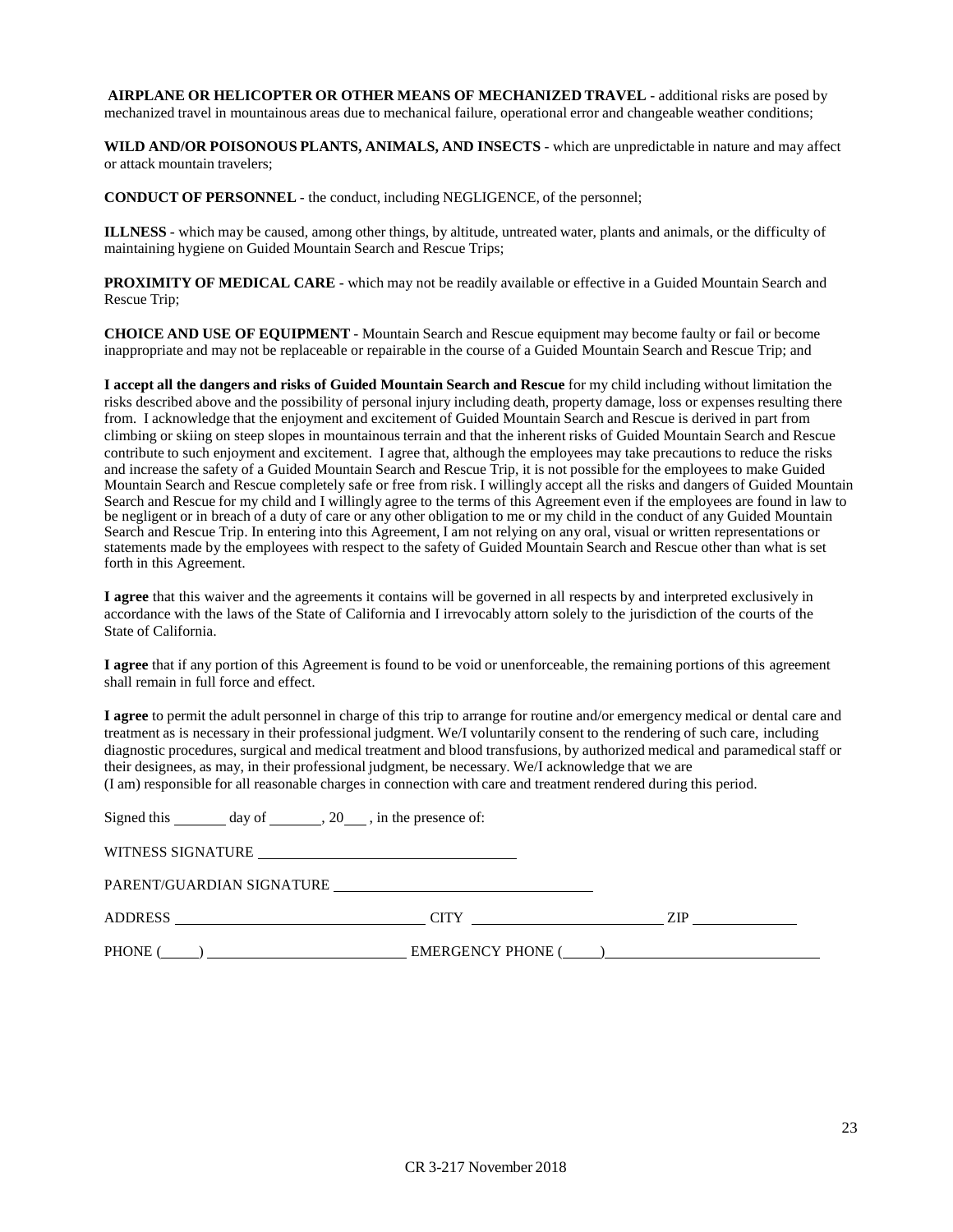**AIRPLANE OR HELICOPTER OR OTHER MEANS OF MECHANIZED TRAVEL** - additional risks are posed by mechanized travel in mountainous areas due to mechanical failure, operational error and changeable weather conditions;

**WILD AND/OR POISONOUS PLANTS, ANIMALS, AND INSECTS** - which are unpredictable in nature and may affect or attack mountain travelers;

**CONDUCT OF PERSONNEL** - the conduct, including NEGLIGENCE, of the personnel;

**ILLNESS** - which may be caused, among other things, by altitude, untreated water, plants and animals, or the difficulty of maintaining hygiene on Guided Mountain Search and Rescue Trips;

**PROXIMITY OF MEDICAL CARE** - which may not be readily available or effective in a Guided Mountain Search and Rescue Trip;

**CHOICE AND USE OF EQUIPMENT** - Mountain Search and Rescue equipment may become faulty or fail or become inappropriate and may not be replaceable or repairable in the course of a Guided Mountain Search and Rescue Trip; and

**I accept all the dangers and risks of Guided Mountain Search and Rescue** for my child including without limitation the risks described above and the possibility of personal injury including death, property damage, loss or expenses resulting there from. I acknowledge that the enjoyment and excitement of Guided Mountain Search and Rescue is derived in part from climbing or skiing on steep slopes in mountainous terrain and that the inherent risks of Guided Mountain Search and Rescue contribute to such enjoyment and excitement. I agree that, although the employees may take precautions to reduce the risks and increase the safety of a Guided Mountain Search and Rescue Trip, it is not possible for the employees to make Guided Mountain Search and Rescue completely safe or free from risk. I willingly accept all the risks and dangers of Guided Mountain Search and Rescue for my child and I willingly agree to the terms of this Agreement even if the employees are found in law to be negligent or in breach of a duty of care or any other obligation to me or my child in the conduct of any Guided Mountain Search and Rescue Trip. In entering into this Agreement, I am not relying on any oral, visual or written representations or statements made by the employees with respect to the safety of Guided Mountain Search and Rescue other than what is set forth in this Agreement.

**I agree** that this waiver and the agreements it contains will be governed in all respects by and interpreted exclusively in accordance with the laws of the State of California and I irrevocably attorn solely to the jurisdiction of the courts of the State of California.

**I agree** that if any portion of this Agreement is found to be void or unenforceable, the remaining portions of this agreement shall remain in full force and effect.

**I agree** to permit the adult personnel in charge of this trip to arrange for routine and/or emergency medical or dental care and treatment as is necessary in their professional judgment. We/I voluntarily consent to the rendering of such care, including diagnostic procedures, surgical and medical treatment and blood transfusions, by authorized medical and paramedical staff or their designees, as may, in their professional judgment, be necessary. We/I acknowledge that we are (I am) responsible for all reasonable charges in connection with care and treatment rendered during this period.

Signed this ______ day of ______, 20___ , in the presence of:

WITNESS SIGNATURE ________________________________

PARENT/GUARDIAN SIGNATURE ________________________________

ADDRESS ________________________________ CITY ________________________ ZIP ____________

PHONE (____) ________________________ EMERGENCY PHONE (____)__________________________

CR 3-217 November 2018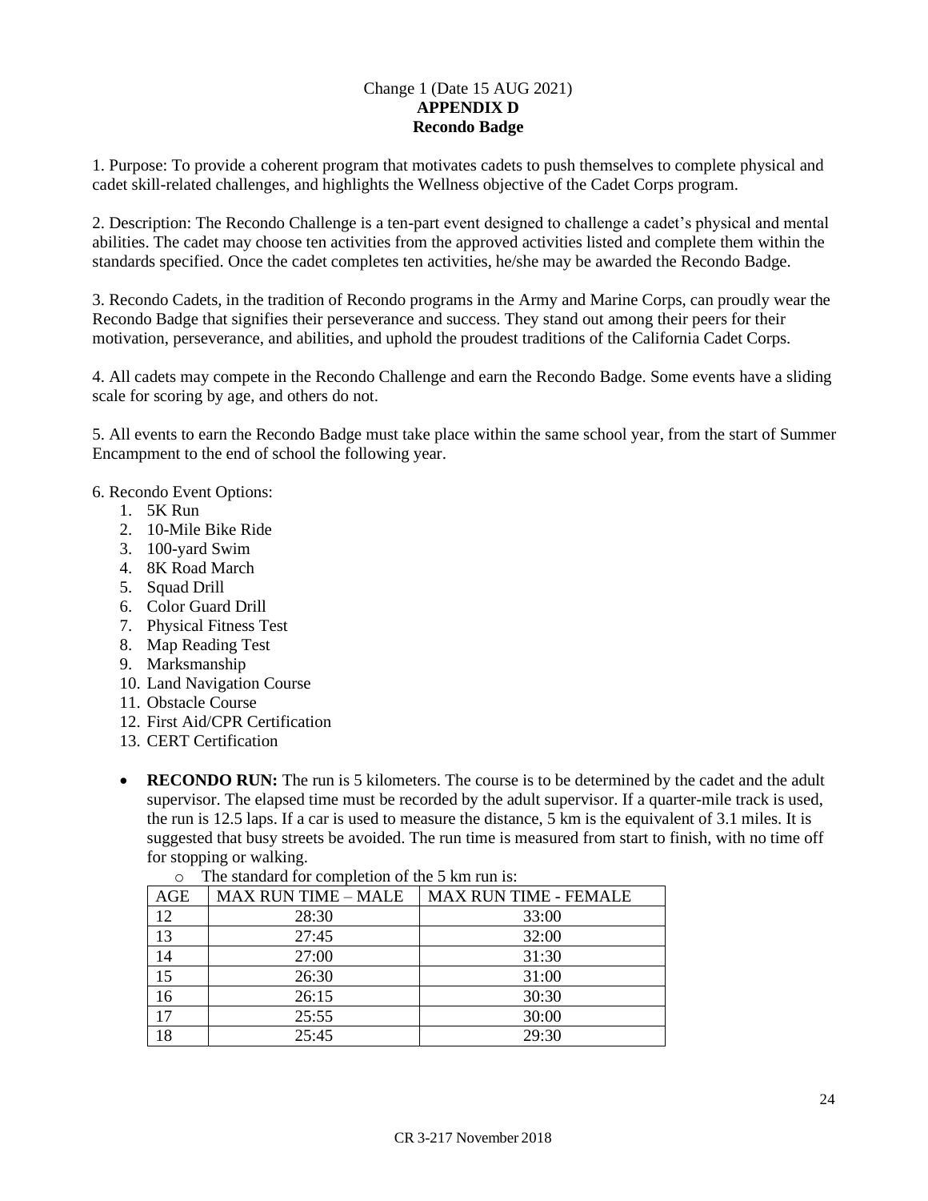Change 1 (Date 15 AUG 2021)

**APPENDIX D**

**Recondo Badge**

1. Purpose: To provide a coherent program that motivates cadets to push themselves to complete physical and cadet skill-related challenges, and highlights the Wellness objective of the Cadet Corps program.

2. Description: The Recondo Challenge is a ten-part event designed to challenge a cadet's physical and mental abilities. The cadet may choose ten activities from the approved activities listed and complete them within the standards specified. Once the cadet completes ten activities, he/she may be awarded the Recondo Badge.

3. Recondo Cadets, in the tradition of Recondo programs in the Army and Marine Corps, can proudly wear the Recondo Badge that signifies their perseverance and success. They stand out among their peers for their motivation, perseverance, and abilities, and uphold the proudest traditions of the California Cadet Corps.

4. All cadets may compete in the Recondo Challenge and earn the Recondo Badge. Some events have a sliding scale for scoring by age, and others do not.

5. All events to earn the Recondo Badge must take place within the same school year, from the start of Summer Encampment to the end of school the following year.

6. Recondo Event Options:

1. 5K Run
2. 10-Mile Bike Ride
3. 100-yard Swim
4. 8K Road March
5. Squad Drill
6. Color Guard Drill
7. Physical Fitness Test
8. Map Reading Test
9. Marksmanship
10. Land Navigation Course
11. Obstacle Course
12. First Aid/CPR Certification
13. CERT Certification

- **RECONDO RUN:** The run is 5 kilometers. The course is to be determined by the cadet and the adult supervisor. The elapsed time must be recorded by the adult supervisor. If a quarter-mile track is used, the run is 12.5 laps. If a car is used to measure the distance, 5 km is the equivalent of 3.1 miles. It is suggested that busy streets be avoided. The run time is measured from start to finish, with no time off for stopping or walking.
    - The standard for completion of the 5 km run is:

| AGE | MAX RUN TIME – MALE | MAX RUN TIME - FEMALE |
|---|---|---|
| 12 | 28:30 | 33:00 |
| 13 | 27:45 | 32:00 |
| 14 | 27:00 | 31:30 |
| 15 | 26:30 | 31:00 |
| 16 | 26:15 | 30:30 |
| 17 | 25:55 | 30:00 |
| 18 | 25:45 | 29:30 |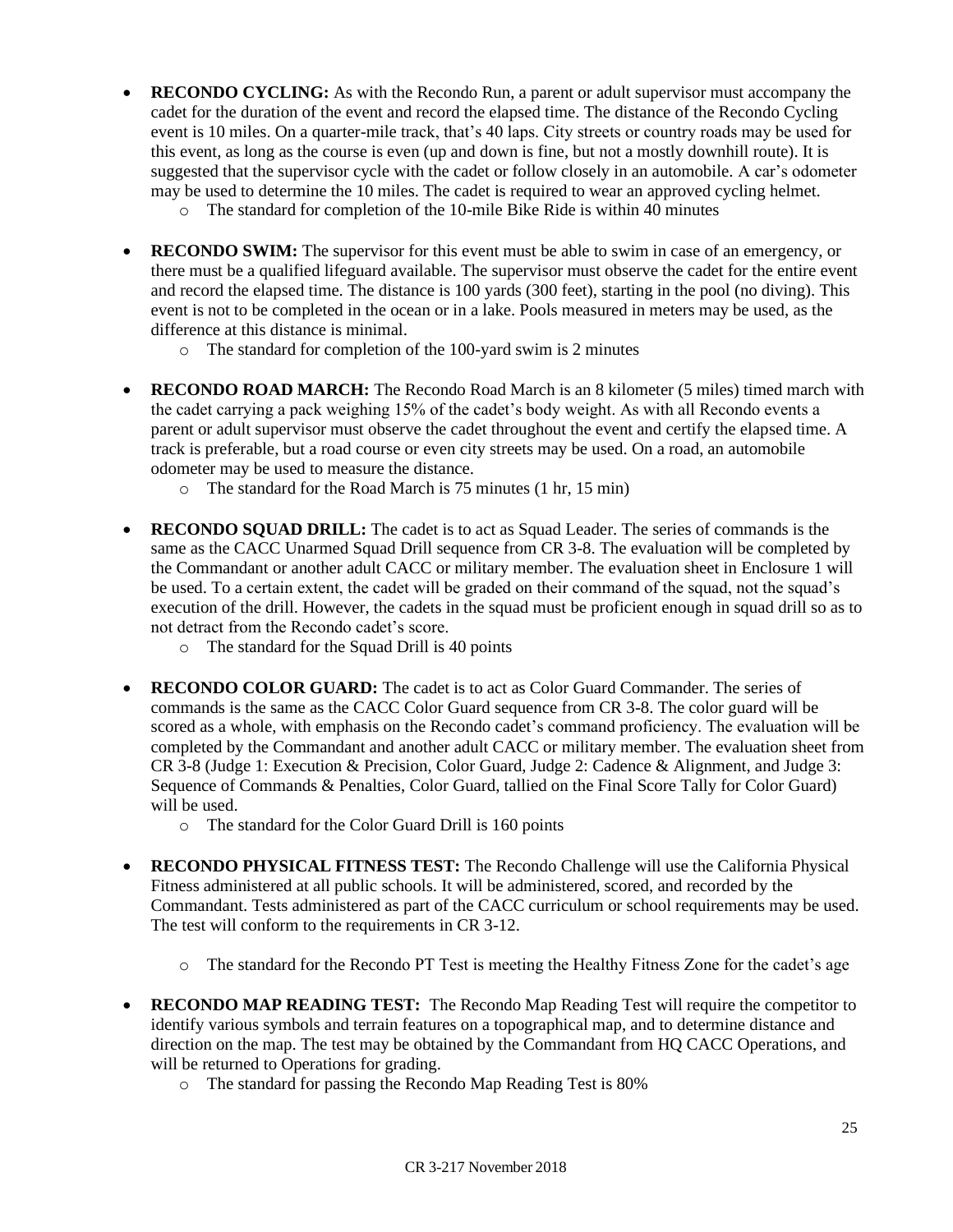- **RECONDO CYCLING:** As with the Recondo Run, a parent or adult supervisor must accompany the cadet for the duration of the event and record the elapsed time. The distance of the Recondo Cycling event is 10 miles. On a quarter-mile track, that's 40 laps. City streets or country roads may be used for this event, as long as the course is even (up and down is fine, but not a mostly downhill route). It is suggested that the supervisor cycle with the cadet or follow closely in an automobile. A car's odometer may be used to determine the 10 miles. The cadet is required to wear an approved cycling helmet.
  - The standard for completion of the 10-mile Bike Ride is within 40 minutes

- **RECONDO SWIM:** The supervisor for this event must be able to swim in case of an emergency, or there must be a qualified lifeguard available. The supervisor must observe the cadet for the entire event and record the elapsed time. The distance is 100 yards (300 feet), starting in the pool (no diving). This event is not to be completed in the ocean or in a lake. Pools measured in meters may be used, as the difference at this distance is minimal.
  - The standard for completion of the 100-yard swim is 2 minutes

- **RECONDO ROAD MARCH:** The Recondo Road March is an 8 kilometer (5 miles) timed march with the cadet carrying a pack weighing 15% of the cadet's body weight. As with all Recondo events a parent or adult supervisor must observe the cadet throughout the event and certify the elapsed time. A track is preferable, but a road course or even city streets may be used. On a road, an automobile odometer may be used to measure the distance.
  - The standard for the Road March is 75 minutes (1 hr, 15 min)

- **RECONDO SQUAD DRILL:** The cadet is to act as Squad Leader. The series of commands is the same as the CACC Unarmed Squad Drill sequence from CR 3-8. The evaluation will be completed by the Commandant or another adult CACC or military member. The evaluation sheet in Enclosure 1 will be used. To a certain extent, the cadet will be graded on their command of the squad, not the squad's execution of the drill. However, the cadets in the squad must be proficient enough in squad drill so as to not detract from the Recondo cadet's score.
  - The standard for the Squad Drill is 40 points

- **RECONDO COLOR GUARD:** The cadet is to act as Color Guard Commander. The series of commands is the same as the CACC Color Guard sequence from CR 3-8. The color guard will be scored as a whole, with emphasis on the Recondo cadet's command proficiency. The evaluation will be completed by the Commandant and another adult CACC or military member. The evaluation sheet from CR 3-8 (Judge 1: Execution & Precision, Color Guard, Judge 2: Cadence & Alignment, and Judge 3: Sequence of Commands & Penalties, Color Guard, tallied on the Final Score Tally for Color Guard) will be used.
  - The standard for the Color Guard Drill is 160 points

- **RECONDO PHYSICAL FITNESS TEST:** The Recondo Challenge will use the California Physical Fitness administered at all public schools. It will be administered, scored, and recorded by the Commandant. Tests administered as part of the CACC curriculum or school requirements may be used. The test will conform to the requirements in CR 3-12.
  - The standard for the Recondo PT Test is meeting the Healthy Fitness Zone for the cadet's age

- **RECONDO MAP READING TEST:** The Recondo Map Reading Test will require the competitor to identify various symbols and terrain features on a topographical map, and to determine distance and direction on the map. The test may be obtained by the Commandant from HQ CACC Operations, and will be returned to Operations for grading.
  - The standard for passing the Recondo Map Reading Test is 80%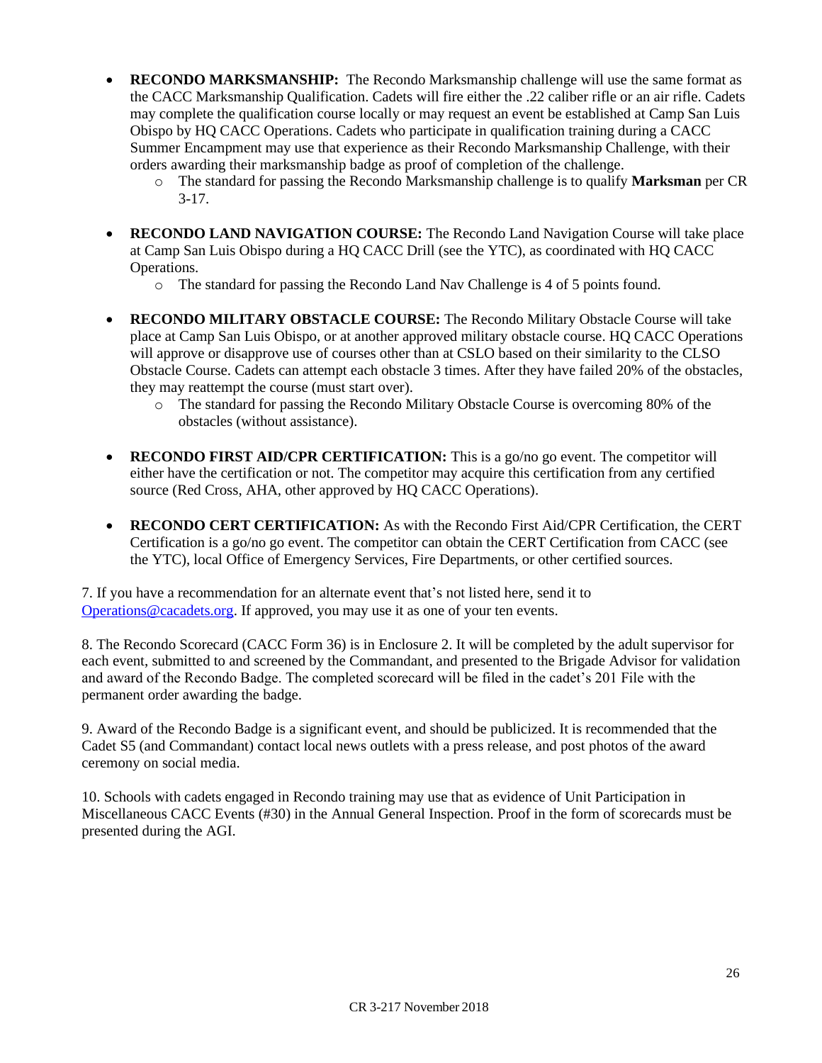- **RECONDO MARKSMANSHIP:** The Recondo Marksmanship challenge will use the same format as the CACC Marksmanship Qualification. Cadets will fire either the .22 caliber rifle or an air rifle. Cadets may complete the qualification course locally or may request an event be established at Camp San Luis Obispo by HQ CACC Operations. Cadets who participate in qualification training during a CACC Summer Encampment may use that experience as their Recondo Marksmanship Challenge, with their orders awarding their marksmanship badge as proof of completion of the challenge.
  - The standard for passing the Recondo Marksmanship challenge is to qualify **Marksman** per CR 3-17.

- **RECONDO LAND NAVIGATION COURSE:** The Recondo Land Navigation Course will take place at Camp San Luis Obispo during a HQ CACC Drill (see the YTC), as coordinated with HQ CACC Operations.
  - The standard for passing the Recondo Land Nav Challenge is 4 of 5 points found.

- **RECONDO MILITARY OBSTACLE COURSE:** The Recondo Military Obstacle Course will take place at Camp San Luis Obispo, or at another approved military obstacle course. HQ CACC Operations will approve or disapprove use of courses other than at CSLO based on their similarity to the CLSO Obstacle Course. Cadets can attempt each obstacle 3 times. After they have failed 20% of the obstacles, they may reattempt the course (must start over).
  - The standard for passing the Recondo Military Obstacle Course is overcoming 80% of the obstacles (without assistance).

- **RECONDO FIRST AID/CPR CERTIFICATION:** This is a go/no go event. The competitor will either have the certification or not. The competitor may acquire this certification from any certified source (Red Cross, AHA, other approved by HQ CACC Operations).

- **RECONDO CERT CERTIFICATION:** As with the Recondo First Aid/CPR Certification, the CERT Certification is a go/no go event. The competitor can obtain the CERT Certification from CACC (see the YTC), local Office of Emergency Services, Fire Departments, or other certified sources.

7. If you have a recommendation for an alternate event that's not listed here, send it to Operations@cacadets.org. If approved, you may use it as one of your ten events.

8. The Recondo Scorecard (CACC Form 36) is in Enclosure 2. It will be completed by the adult supervisor for each event, submitted to and screened by the Commandant, and presented to the Brigade Advisor for validation and award of the Recondo Badge. The completed scorecard will be filed in the cadet's 201 File with the permanent order awarding the badge.

9. Award of the Recondo Badge is a significant event, and should be publicized. It is recommended that the Cadet S5 (and Commandant) contact local news outlets with a press release, and post photos of the award ceremony on social media.

10. Schools with cadets engaged in Recondo training may use that as evidence of Unit Participation in Miscellaneous CACC Events (#30) in the Annual General Inspection. Proof in the form of scorecards must be presented during the AGI.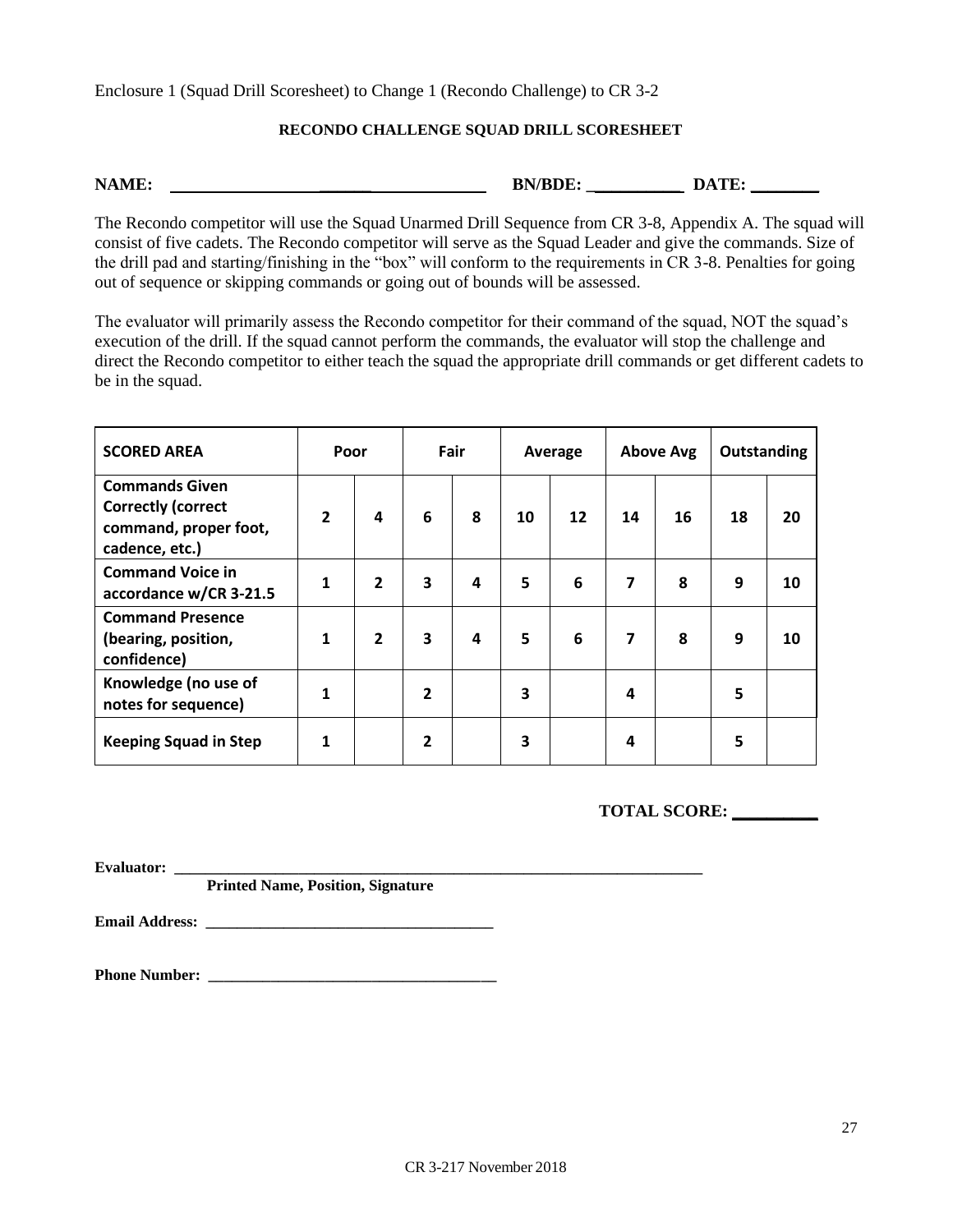Enclosure 1 (Squad Drill Scoresheet) to Change 1 (Recondo Challenge) to CR 3-2

**RECONDO CHALLENGE SQUAD DRILL SCORESHEET**

**NAME:** ______________________________ **BN/BDE:** ___________ **DATE:** ________

The Recondo competitor will use the Squad Unarmed Drill Sequence from CR 3-8, Appendix A. The squad will consist of five cadets. The Recondo competitor will serve as the Squad Leader and give the commands. Size of the drill pad and starting/finishing in the "box" will conform to the requirements in CR 3-8. Penalties for going out of sequence or skipping commands or going out of bounds will be assessed.

The evaluator will primarily assess the Recondo competitor for their command of the squad, NOT the squad's execution of the drill. If the squad cannot perform the commands, the evaluator will stop the challenge and direct the Recondo competitor to either teach the squad the appropriate drill commands or get different cadets to be in the squad.

| SCORED AREA | Poor | | Fair | | Average | | Above Avg | | Outstanding | |
|---|---|---|---|---|---|---|---|---|---|---|
| Commands Given Correctly (correct command, proper foot, cadence, etc.) | 2 | 4 | 6 | 8 | 10 | 12 | 14 | 16 | 18 | 20 |
| Command Voice in accordance w/CR 3-21.5 | 1 | 2 | 3 | 4 | 5 | 6 | 7 | 8 | 9 | 10 |
| Command Presence (bearing, position, confidence) | 1 | 2 | 3 | 4 | 5 | 6 | 7 | 8 | 9 | 10 |
| Knowledge (no use of notes for sequence) | 1 | | 2 | | 3 | | 4 | | 5 | |
| Keeping Squad in Step | 1 | | 2 | | 3 | | 4 | | 5 | |

**TOTAL SCORE:** __________

**Evaluator:** ______________________________________________________________________

**Printed Name, Position, Signature**

**Email Address:** _____________________________________

**Phone Number:** _____________________________________

CR 3-217 November 2018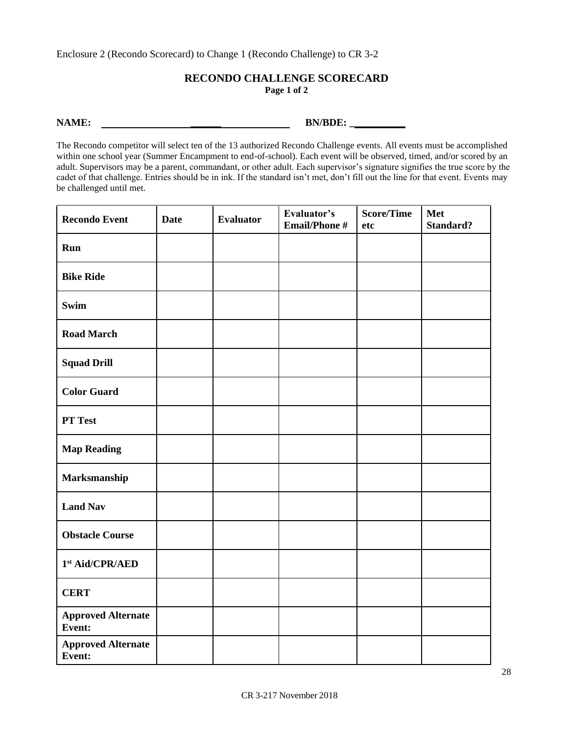Enclosure 2 (Recondo Scorecard) to Change 1 (Recondo Challenge) to CR 3-2

## RECONDO CHALLENGE SCORECARD

**Page 1 of 2**

**NAME:** ______________________________ **BN/BDE:** ___________

The Recondo competitor will select ten of the 13 authorized Recondo Challenge events. All events must be accomplished within one school year (Summer Encampment to end-of-school). Each event will be observed, timed, and/or scored by an adult. Supervisors may be a parent, commandant, or other adult. Each supervisor's signature signifies the true score by the cadet of that challenge. Entries should be in ink. If the standard isn't met, don't fill out the line for that event. Events may be challenged until met.

| Recondo Event | Date | Evaluator | Evaluator's Email/Phone # | Score/Time etc | Met Standard? |
|---|---|---|---|---|---|
| **Run** | | | | | |
| **Bike Ride** | | | | | |
| **Swim** | | | | | |
| **Road March** | | | | | |
| **Squad Drill** | | | | | |
| **Color Guard** | | | | | |
| **PT Test** | | | | | |
| **Map Reading** | | | | | |
| **Marksmanship** | | | | | |
| **Land Nav** | | | | | |
| **Obstacle Course** | | | | | |
| **1st Aid/CPR/AED** | | | | | |
| **CERT** | | | | | |
| **Approved Alternate Event:** | | | | | |
| **Approved Alternate Event:** | | | | | |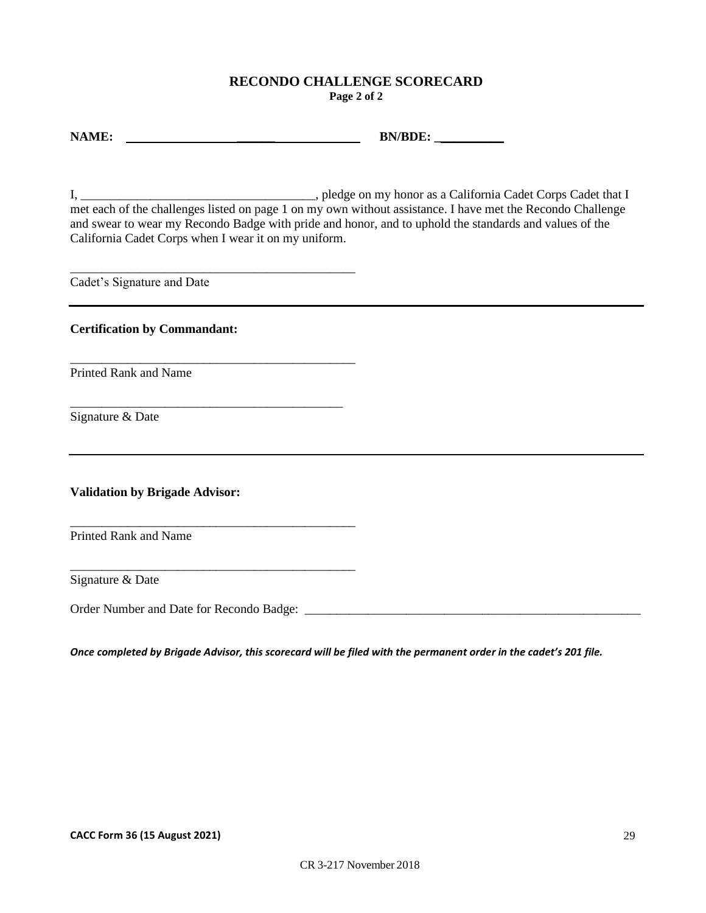# RECONDO CHALLENGE SCORECARD

**Page 2 of 2**

**NAME:** ______________________________ **BN/BDE:** __________

I, ______________________________________, pledge on my honor as a California Cadet Corps Cadet that I met each of the challenges listed on page 1 on my own without assistance. I have met the Recondo Challenge and swear to wear my Recondo Badge with pride and honor, and to uphold the standards and values of the California Cadet Corps when I wear it on my uniform.

______________________________________________

Cadet's Signature and Date

---

**Certification by Commandant:**

______________________________________________

Printed Rank and Name

______________________________________________

Signature & Date

---

**Validation by Brigade Advisor:**

______________________________________________

Printed Rank and Name

______________________________________________

Signature & Date

Order Number and Date for Recondo Badge: ________________________________________________________

***Once completed by Brigade Advisor, this scorecard will be filed with the permanent order in the cadet's 201 file.***

**CACC Form 36 (15 August 2021)**

CR 3-217 November 2018